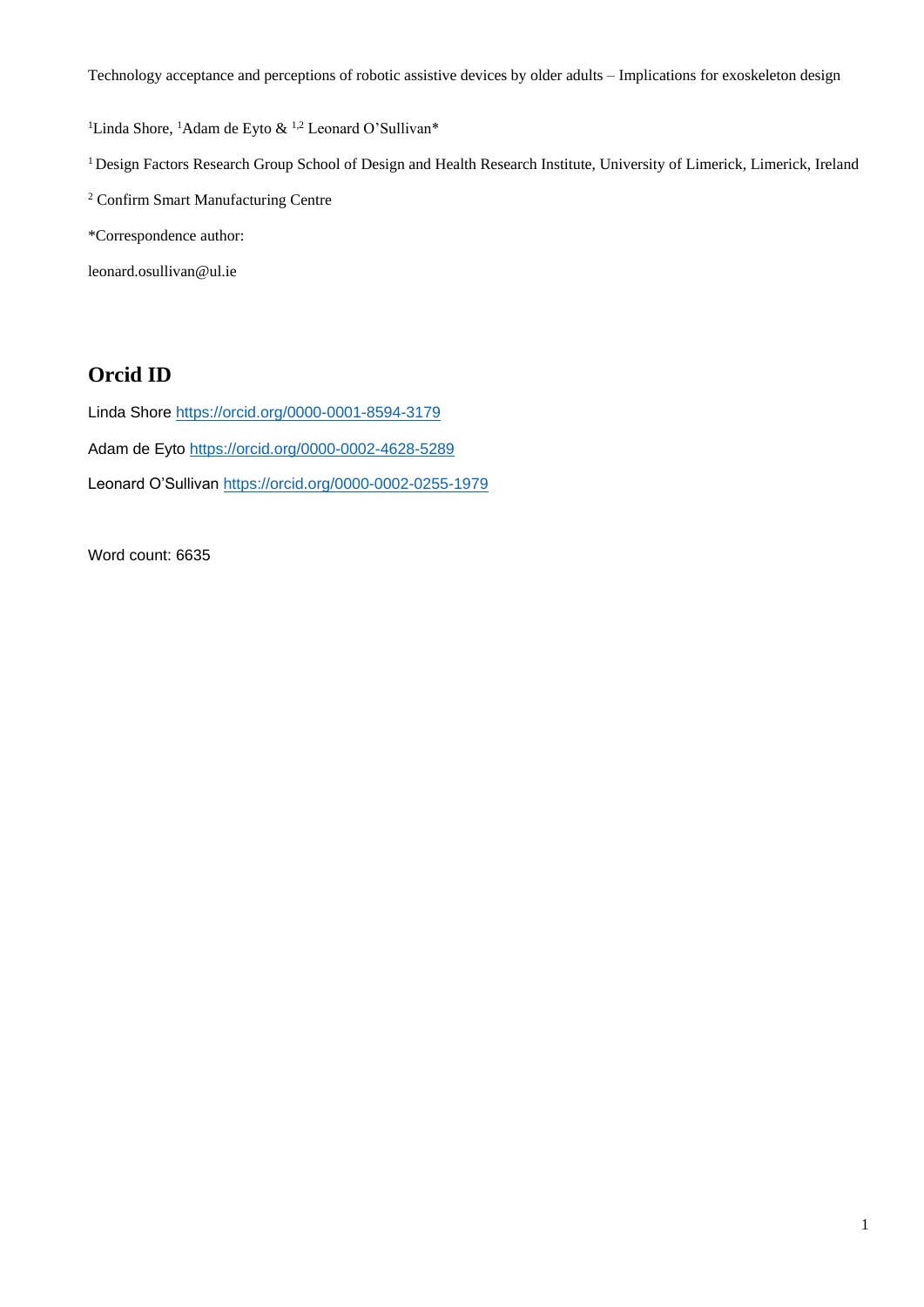Technology acceptance and perceptions of robotic assistive devices by older adults – Implications for exoskeleton design

[1]Linda Shore, [1]Adam de Eyto & [1,2] Leonard O'Sullivan*

[1] Design Factors Research Group School of Design and Health Research Institute, University of Limerick, Limerick, Ireland

[2] Confirm Smart Manufacturing Centre

*Correspondence author:

leonard.osullivan@ul.ie

## Orcid ID

Linda Shore https://orcid.org/0000-0001-8594-3179

Adam de Eyto https://orcid.org/0000-0002-4628-5289

Leonard O'Sullivan https://orcid.org/0000-0002-0255-1979

Word count: 6635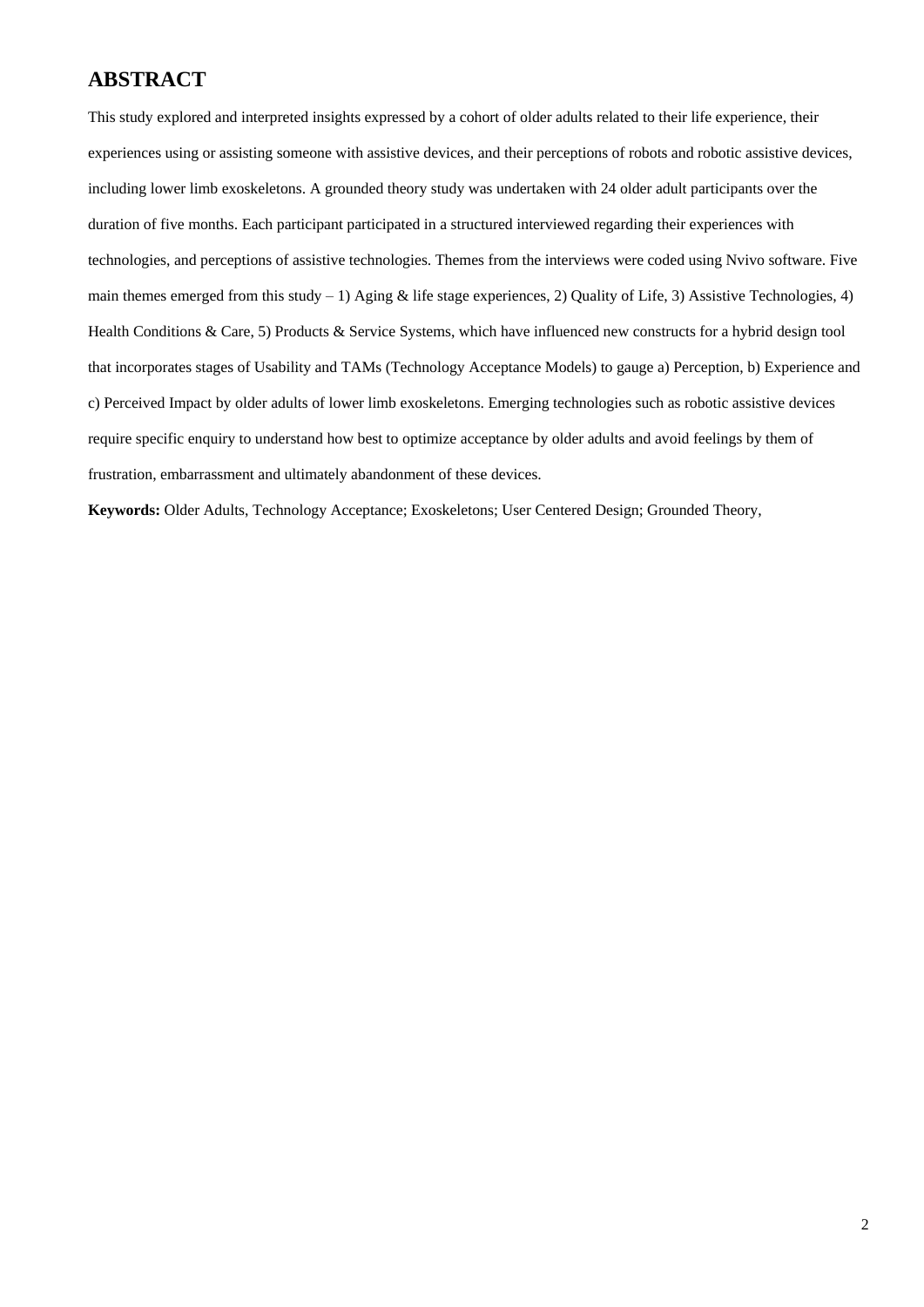## ABSTRACT

This study explored and interpreted insights expressed by a cohort of older adults related to their life experience, their experiences using or assisting someone with assistive devices, and their perceptions of robots and robotic assistive devices, including lower limb exoskeletons. A grounded theory study was undertaken with 24 older adult participants over the duration of five months. Each participant participated in a structured interviewed regarding their experiences with technologies, and perceptions of assistive technologies. Themes from the interviews were coded using Nvivo software. Five main themes emerged from this study – 1) Aging & life stage experiences, 2) Quality of Life, 3) Assistive Technologies, 4) Health Conditions & Care, 5) Products & Service Systems, which have influenced new constructs for a hybrid design tool that incorporates stages of Usability and TAMs (Technology Acceptance Models) to gauge a) Perception, b) Experience and c) Perceived Impact by older adults of lower limb exoskeletons. Emerging technologies such as robotic assistive devices require specific enquiry to understand how best to optimize acceptance by older adults and avoid feelings by them of frustration, embarrassment and ultimately abandonment of these devices.

**Keywords:** Older Adults, Technology Acceptance; Exoskeletons; User Centered Design; Grounded Theory,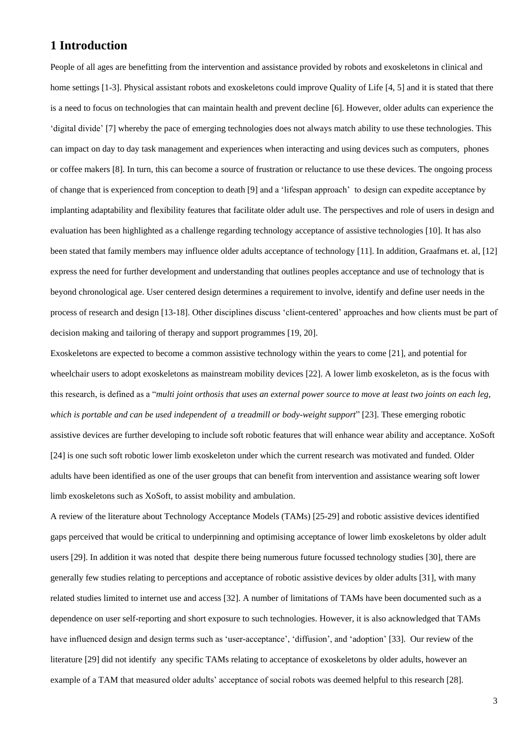# 1 Introduction

People of all ages are benefitting from the intervention and assistance provided by robots and exoskeletons in clinical and home settings [1-3]. Physical assistant robots and exoskeletons could improve Quality of Life [4, 5] and it is stated that there is a need to focus on technologies that can maintain health and prevent decline [6]. However, older adults can experience the 'digital divide' [7] whereby the pace of emerging technologies does not always match ability to use these technologies. This can impact on day to day task management and experiences when interacting and using devices such as computers, phones or coffee makers [8]. In turn, this can become a source of frustration or reluctance to use these devices. The ongoing process of change that is experienced from conception to death [9] and a 'lifespan approach' to design can expedite acceptance by implanting adaptability and flexibility features that facilitate older adult use. The perspectives and role of users in design and evaluation has been highlighted as a challenge regarding technology acceptance of assistive technologies [10]. It has also been stated that family members may influence older adults acceptance of technology [11]. In addition, Graafmans et. al, [12] express the need for further development and understanding that outlines peoples acceptance and use of technology that is beyond chronological age. User centered design determines a requirement to involve, identify and define user needs in the process of research and design [13-18]. Other disciplines discuss 'client-centered' approaches and how clients must be part of decision making and tailoring of therapy and support programmes [19, 20].

Exoskeletons are expected to become a common assistive technology within the years to come [21], and potential for wheelchair users to adopt exoskeletons as mainstream mobility devices [22]. A lower limb exoskeleton, as is the focus with this research, is defined as a "*multi joint orthosis that uses an external power source to move at least two joints on each leg, which is portable and can be used independent of a treadmill or body-weight support*" [23]. These emerging robotic assistive devices are further developing to include soft robotic features that will enhance wear ability and acceptance. XoSoft [24] is one such soft robotic lower limb exoskeleton under which the current research was motivated and funded. Older adults have been identified as one of the user groups that can benefit from intervention and assistance wearing soft lower limb exoskeletons such as XoSoft, to assist mobility and ambulation.

A review of the literature about Technology Acceptance Models (TAMs) [25-29] and robotic assistive devices identified gaps perceived that would be critical to underpinning and optimising acceptance of lower limb exoskeletons by older adult users [29]. In addition it was noted that despite there being numerous future focussed technology studies [30], there are generally few studies relating to perceptions and acceptance of robotic assistive devices by older adults [31], with many related studies limited to internet use and access [32]. A number of limitations of TAMs have been documented such as a dependence on user self-reporting and short exposure to such technologies. However, it is also acknowledged that TAMs have influenced design and design terms such as 'user-acceptance', 'diffusion', and 'adoption' [33]. Our review of the literature [29] did not identify any specific TAMs relating to acceptance of exoskeletons by older adults, however an example of a TAM that measured older adults' acceptance of social robots was deemed helpful to this research [28].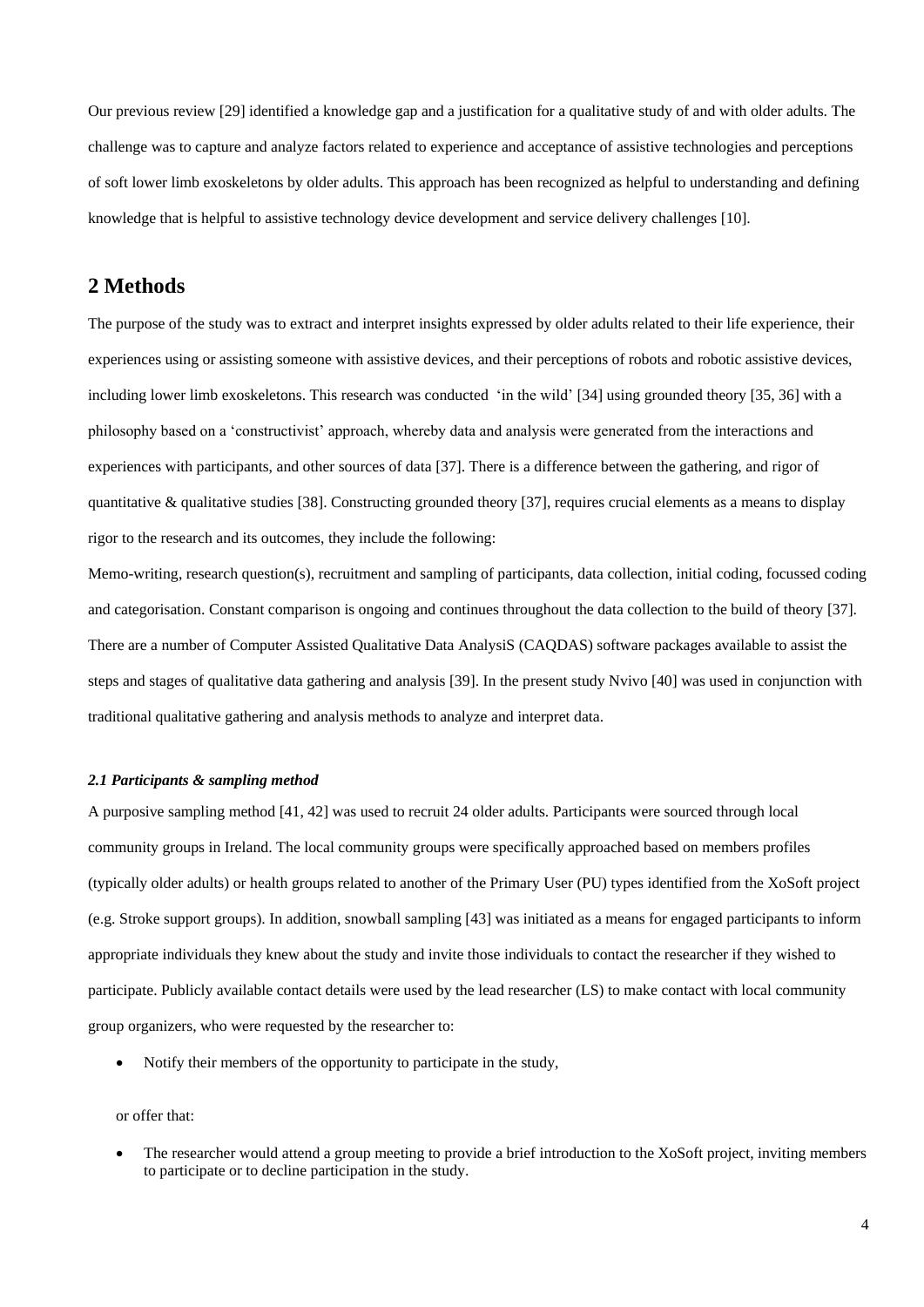Our previous review [29] identified a knowledge gap and a justification for a qualitative study of and with older adults. The challenge was to capture and analyze factors related to experience and acceptance of assistive technologies and perceptions of soft lower limb exoskeletons by older adults. This approach has been recognized as helpful to understanding and defining knowledge that is helpful to assistive technology device development and service delivery challenges [10].

## 2 Methods

The purpose of the study was to extract and interpret insights expressed by older adults related to their life experience, their experiences using or assisting someone with assistive devices, and their perceptions of robots and robotic assistive devices, including lower limb exoskeletons. This research was conducted 'in the wild' [34] using grounded theory [35, 36] with a philosophy based on a 'constructivist' approach, whereby data and analysis were generated from the interactions and experiences with participants, and other sources of data [37]. There is a difference between the gathering, and rigor of quantitative & qualitative studies [38]. Constructing grounded theory [37], requires crucial elements as a means to display rigor to the research and its outcomes, they include the following:

Memo-writing, research question(s), recruitment and sampling of participants, data collection, initial coding, focussed coding and categorisation. Constant comparison is ongoing and continues throughout the data collection to the build of theory [37]. There are a number of Computer Assisted Qualitative Data AnalysiS (CAQDAS) software packages available to assist the steps and stages of qualitative data gathering and analysis [39]. In the present study Nvivo [40] was used in conjunction with traditional qualitative gathering and analysis methods to analyze and interpret data.

### *2.1 Participants & sampling method*

A purposive sampling method [41, 42] was used to recruit 24 older adults. Participants were sourced through local community groups in Ireland. The local community groups were specifically approached based on members profiles (typically older adults) or health groups related to another of the Primary User (PU) types identified from the XoSoft project (e.g. Stroke support groups). In addition, snowball sampling [43] was initiated as a means for engaged participants to inform appropriate individuals they knew about the study and invite those individuals to contact the researcher if they wished to participate. Publicly available contact details were used by the lead researcher (LS) to make contact with local community group organizers, who were requested by the researcher to:

- Notify their members of the opportunity to participate in the study,

or offer that:

- The researcher would attend a group meeting to provide a brief introduction to the XoSoft project, inviting members to participate or to decline participation in the study.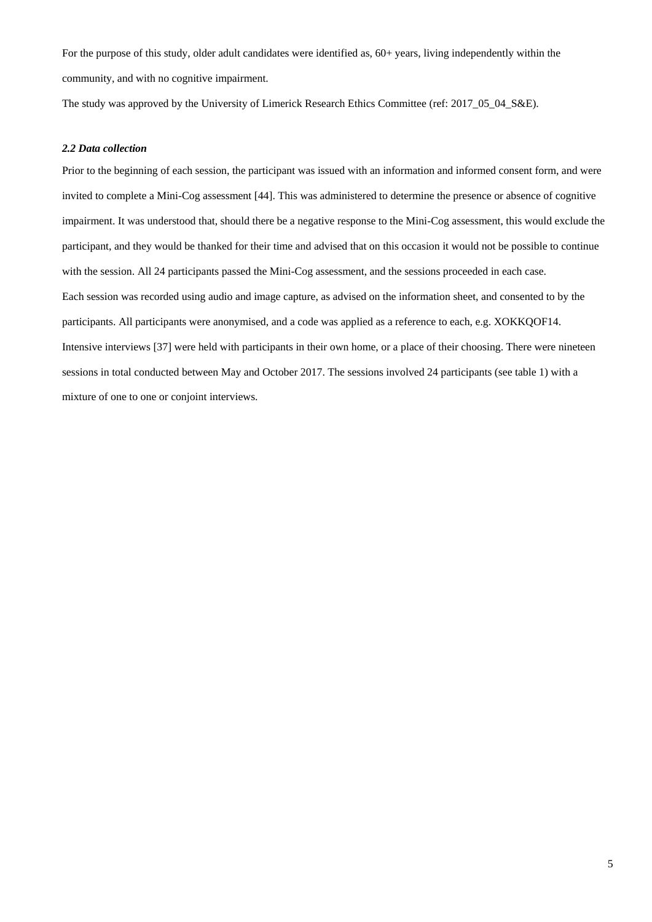For the purpose of this study, older adult candidates were identified as, 60+ years, living independently within the community, and with no cognitive impairment.

The study was approved by the University of Limerick Research Ethics Committee (ref: 2017_05_04_S&E).

### *2.2 Data collection*

Prior to the beginning of each session, the participant was issued with an information and informed consent form, and were invited to complete a Mini-Cog assessment [44]. This was administered to determine the presence or absence of cognitive impairment. It was understood that, should there be a negative response to the Mini-Cog assessment, this would exclude the participant, and they would be thanked for their time and advised that on this occasion it would not be possible to continue with the session. All 24 participants passed the Mini-Cog assessment, and the sessions proceeded in each case.

Each session was recorded using audio and image capture, as advised on the information sheet, and consented to by the participants. All participants were anonymised, and a code was applied as a reference to each, e.g. XOKKQOF14.

Intensive interviews [37] were held with participants in their own home, or a place of their choosing. There were nineteen sessions in total conducted between May and October 2017. The sessions involved 24 participants (see table 1) with a mixture of one to one or conjoint interviews.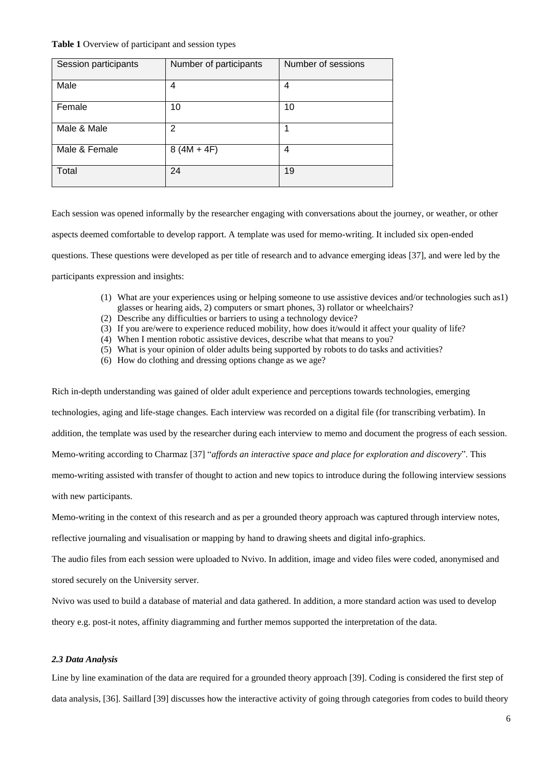**Table 1** Overview of participant and session types

| Session participants | Number of participants | Number of sessions |
|---|---|---|
| Male | 4 | 4 |
| Female | 10 | 10 |
| Male & Male | 2 | 1 |
| Male & Female | 8 (4M + 4F) | 4 |
| Total | 24 | 19 |

Each session was opened informally by the researcher engaging with conversations about the journey, or weather, or other aspects deemed comfortable to develop rapport. A template was used for memo-writing. It included six open-ended questions. These questions were developed as per title of research and to advance emerging ideas [37], and were led by the participants expression and insights:

(1) What are your experiences using or helping someone to use assistive devices and/or technologies such as1) glasses or hearing aids, 2) computers or smart phones, 3) rollator or wheelchairs?
(2) Describe any difficulties or barriers to using a technology device?
(3) If you are/were to experience reduced mobility, how does it/would it affect your quality of life?
(4) When I mention robotic assistive devices, describe what that means to you?
(5) What is your opinion of older adults being supported by robots to do tasks and activities?
(6) How do clothing and dressing options change as we age?

Rich in-depth understanding was gained of older adult experience and perceptions towards technologies, emerging technologies, aging and life-stage changes. Each interview was recorded on a digital file (for transcribing verbatim). In addition, the template was used by the researcher during each interview to memo and document the progress of each session. Memo-writing according to Charmaz [37] "*affords an interactive space and place for exploration and discovery*". This memo-writing assisted with transfer of thought to action and new topics to introduce during the following interview sessions with new participants.

Memo-writing in the context of this research and as per a grounded theory approach was captured through interview notes, reflective journaling and visualisation or mapping by hand to drawing sheets and digital info-graphics.

The audio files from each session were uploaded to Nvivo. In addition, image and video files were coded, anonymised and stored securely on the University server.

Nvivo was used to build a database of material and data gathered. In addition, a more standard action was used to develop theory e.g. post-it notes, affinity diagramming and further memos supported the interpretation of the data.

### *2.3 Data Analysis*

Line by line examination of the data are required for a grounded theory approach [39]. Coding is considered the first step of data analysis, [36]. Saillard [39] discusses how the interactive activity of going through categories from codes to build theory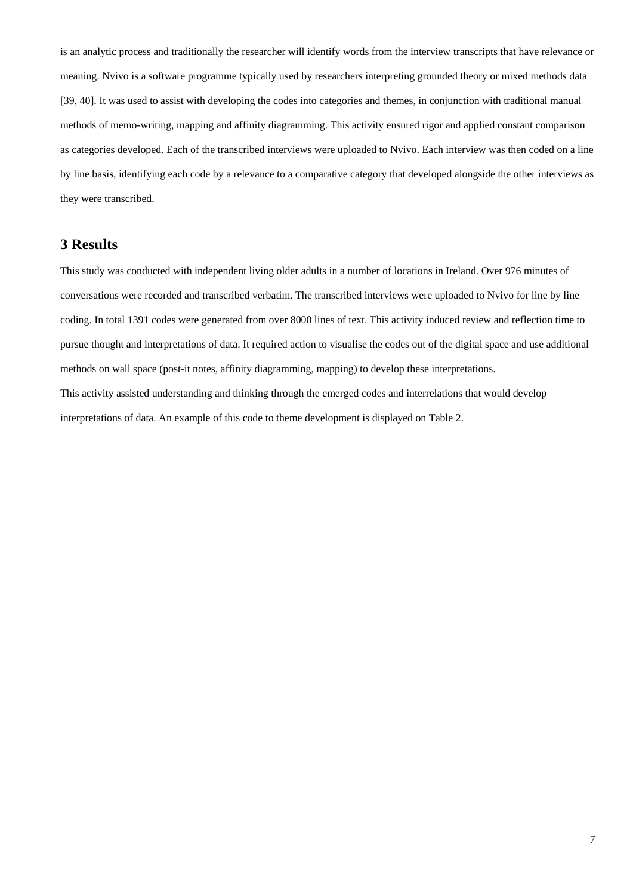is an analytic process and traditionally the researcher will identify words from the interview transcripts that have relevance or meaning. Nvivo is a software programme typically used by researchers interpreting grounded theory or mixed methods data [39, 40]. It was used to assist with developing the codes into categories and themes, in conjunction with traditional manual methods of memo-writing, mapping and affinity diagramming. This activity ensured rigor and applied constant comparison as categories developed. Each of the transcribed interviews were uploaded to Nvivo. Each interview was then coded on a line by line basis, identifying each code by a relevance to a comparative category that developed alongside the other interviews as they were transcribed.

## 3 Results

This study was conducted with independent living older adults in a number of locations in Ireland. Over 976 minutes of conversations were recorded and transcribed verbatim. The transcribed interviews were uploaded to Nvivo for line by line coding. In total 1391 codes were generated from over 8000 lines of text. This activity induced review and reflection time to pursue thought and interpretations of data. It required action to visualise the codes out of the digital space and use additional methods on wall space (post-it notes, affinity diagramming, mapping) to develop these interpretations.

This activity assisted understanding and thinking through the emerged codes and interrelations that would develop interpretations of data. An example of this code to theme development is displayed on Table 2.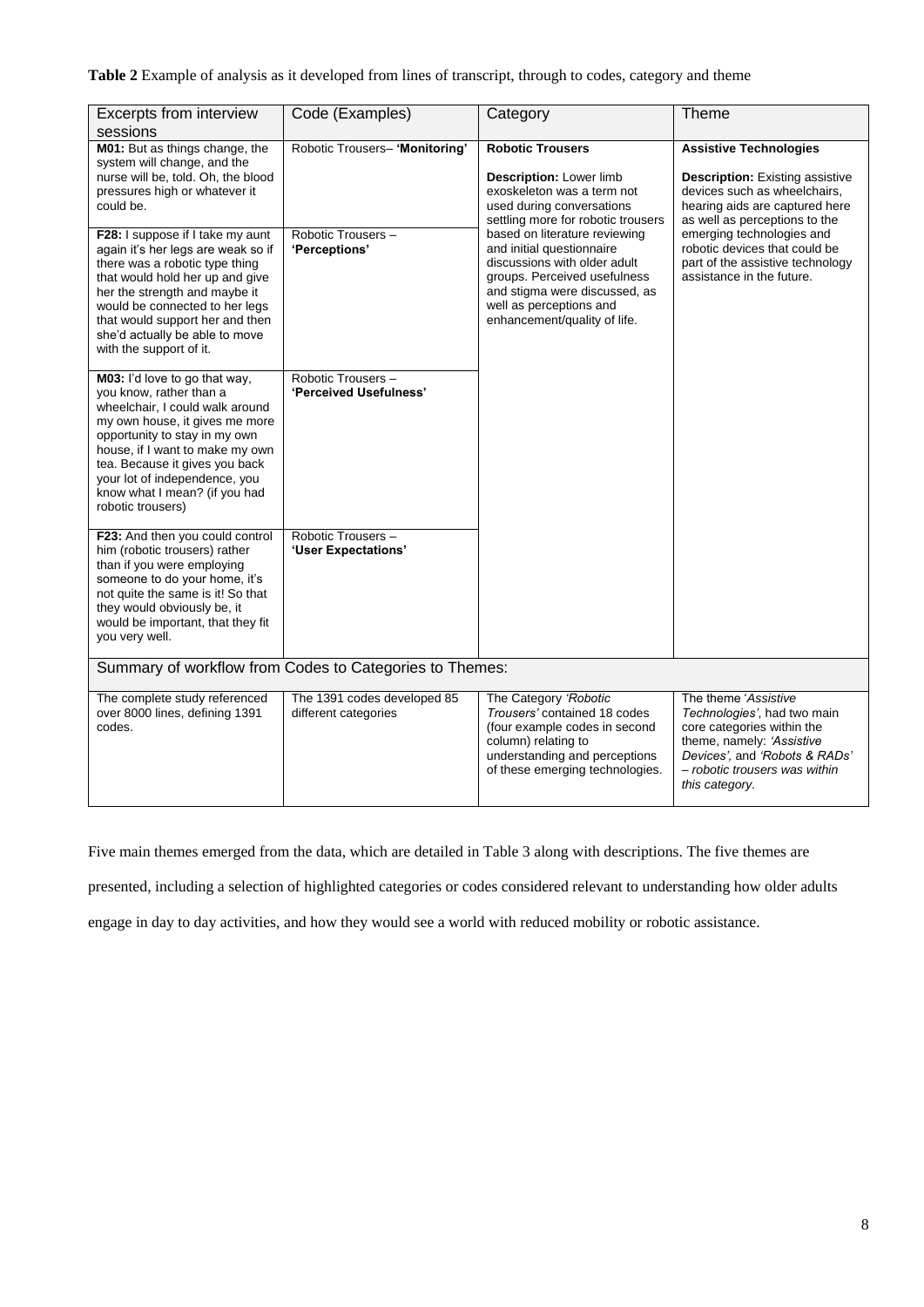**Table 2** Example of analysis as it developed from lines of transcript, through to codes, category and theme

| Excerpts from interview sessions | Code (Examples) | Category | Theme |
|---|---|---|---|
| **M01:** But as things change, the system will change, and the nurse will be, told. Oh, the blood pressures high or whatever it could be. | Robotic Trousers– **'Monitoring'** | **Robotic Trousers** <br><br> **Description:** Lower limb exoskeleton was a term not used during conversations settling more for robotic trousers based on literature reviewing and initial questionnaire discussions with older adult groups. Perceived usefulness and stigma were discussed, as well as perceptions and enhancement/quality of life. | **Assistive Technologies** <br><br> **Description:** Existing assistive devices such as wheelchairs, hearing aids are captured here as well as perceptions to the emerging technologies and robotic devices that could be part of the assistive technology assistance in the future. |
| **F28:** I suppose if I take my aunt again it's her legs are weak so if there was a robotic type thing that would hold her up and give her the strength and maybe it would be connected to her legs that would support her and then she'd actually be able to move with the support of it. | Robotic Trousers – **'Perceptions'** | | |
| **M03:** I'd love to go that way, you know, rather than a wheelchair, I could walk around my own house, it gives me more opportunity to stay in my own house, if I want to make my own tea. Because it gives you back your lot of independence, you know what I mean? (if you had robotic trousers) | Robotic Trousers – **'Perceived Usefulness'** | | |
| **F23:** And then you could control him (robotic trousers) rather than if you were employing someone to do your home, it's not quite the same is it! So that they would obviously be, it would be important, that they fit you very well. | Robotic Trousers – **'User Expectations'** | | |
| Summary of workflow from Codes to Categories to Themes: | | | |
| The complete study referenced over 8000 lines, defining 1391 codes. | The 1391 codes developed 85 different categories | The Category *'Robotic Trousers'* contained 18 codes (four example codes in second column) relating to understanding and perceptions of these emerging technologies. | The theme *'Assistive Technologies'*, had two main core categories within the theme, namely: *'Assistive Devices'*, and *'Robots & RADs' – robotic trousers was within this category.* |

Five main themes emerged from the data, which are detailed in Table 3 along with descriptions. The five themes are presented, including a selection of highlighted categories or codes considered relevant to understanding how older adults engage in day to day activities, and how they would see a world with reduced mobility or robotic assistance.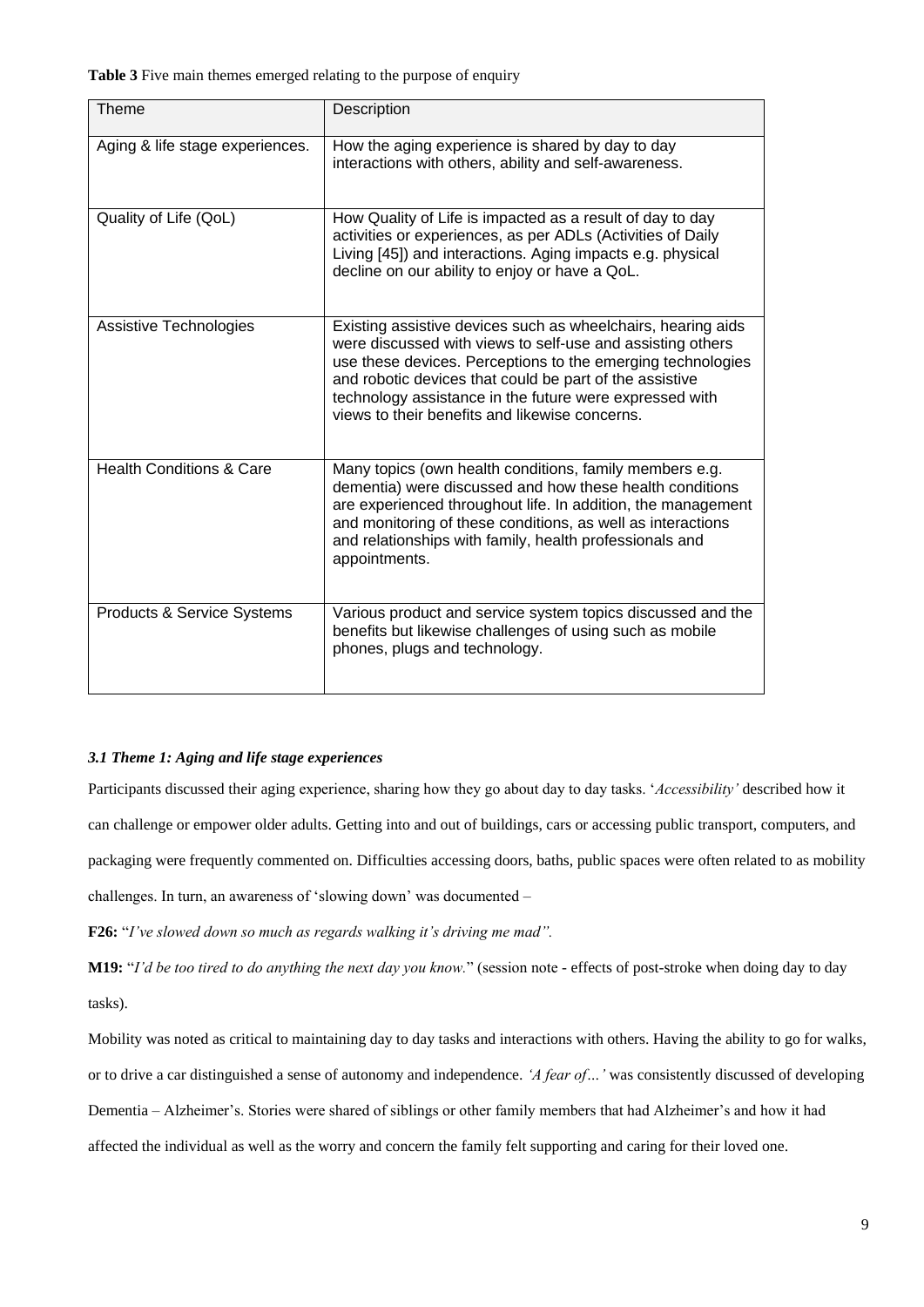**Table 3** Five main themes emerged relating to the purpose of enquiry

| Theme | Description |
|---|---|
| Aging & life stage experiences. | How the aging experience is shared by day to day interactions with others, ability and self-awareness. |
| Quality of Life (QoL) | How Quality of Life is impacted as a result of day to day activities or experiences, as per ADLs (Activities of Daily Living [45]) and interactions. Aging impacts e.g. physical decline on our ability to enjoy or have a QoL. |
| Assistive Technologies | Existing assistive devices such as wheelchairs, hearing aids were discussed with views to self-use and assisting others use these devices. Perceptions to the emerging technologies and robotic devices that could be part of the assistive technology assistance in the future were expressed with views to their benefits and likewise concerns. |
| Health Conditions & Care | Many topics (own health conditions, family members e.g. dementia) were discussed and how these health conditions are experienced throughout life. In addition, the management and monitoring of these conditions, as well as interactions and relationships with family, health professionals and appointments. |
| Products & Service Systems | Various product and service system topics discussed and the benefits but likewise challenges of using such as mobile phones, plugs and technology. |

### *3.1 Theme 1: Aging and life stage experiences*

Participants discussed their aging experience, sharing how they go about day to day tasks. '*Accessibility'* described how it can challenge or empower older adults. Getting into and out of buildings, cars or accessing public transport, computers, and packaging were frequently commented on. Difficulties accessing doors, baths, public spaces were often related to as mobility challenges. In turn, an awareness of 'slowing down' was documented –

**F26:** "*I've slowed down so much as regards walking it's driving me mad".*

**M19:** "*I'd be too tired to do anything the next day you know.*" (session note - effects of post-stroke when doing day to day tasks).

Mobility was noted as critical to maintaining day to day tasks and interactions with others. Having the ability to go for walks, or to drive a car distinguished a sense of autonomy and independence. *'A fear of…'* was consistently discussed of developing Dementia – Alzheimer's. Stories were shared of siblings or other family members that had Alzheimer's and how it had affected the individual as well as the worry and concern the family felt supporting and caring for their loved one.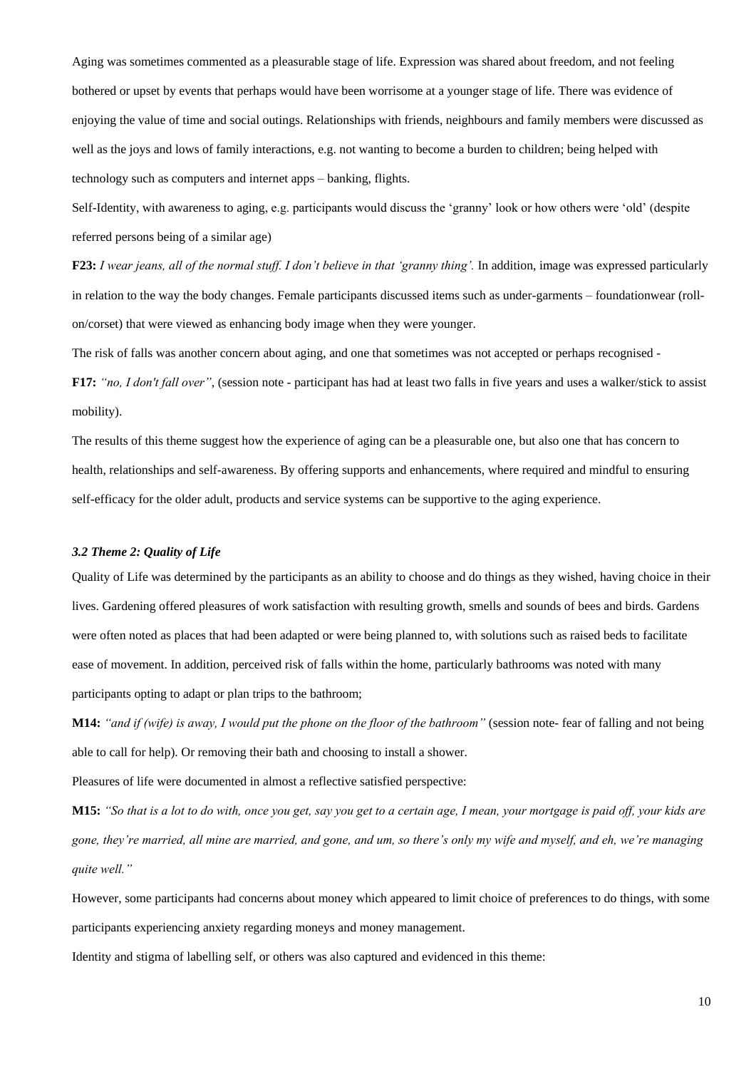Aging was sometimes commented as a pleasurable stage of life. Expression was shared about freedom, and not feeling bothered or upset by events that perhaps would have been worrisome at a younger stage of life. There was evidence of enjoying the value of time and social outings. Relationships with friends, neighbours and family members were discussed as well as the joys and lows of family interactions, e.g. not wanting to become a burden to children; being helped with technology such as computers and internet apps – banking, flights.

Self-Identity, with awareness to aging, e.g. participants would discuss the 'granny' look or how others were 'old' (despite referred persons being of a similar age)

**F23:** *I wear jeans, all of the normal stuff. I don't believe in that 'granny thing'.* In addition, image was expressed particularly in relation to the way the body changes. Female participants discussed items such as under-garments – foundationwear (roll-on/corset) that were viewed as enhancing body image when they were younger.

The risk of falls was another concern about aging, and one that sometimes was not accepted or perhaps recognised -

**F17:** *"no, I don't fall over"*, (session note - participant has had at least two falls in five years and uses a walker/stick to assist mobility).

The results of this theme suggest how the experience of aging can be a pleasurable one, but also one that has concern to health, relationships and self-awareness. By offering supports and enhancements, where required and mindful to ensuring self-efficacy for the older adult, products and service systems can be supportive to the aging experience.

### *3.2 Theme 2: Quality of Life*

Quality of Life was determined by the participants as an ability to choose and do things as they wished, having choice in their lives. Gardening offered pleasures of work satisfaction with resulting growth, smells and sounds of bees and birds. Gardens were often noted as places that had been adapted or were being planned to, with solutions such as raised beds to facilitate ease of movement. In addition, perceived risk of falls within the home, particularly bathrooms was noted with many participants opting to adapt or plan trips to the bathroom;

**M14:** *"and if (wife) is away, I would put the phone on the floor of the bathroom"* (session note- fear of falling and not being able to call for help). Or removing their bath and choosing to install a shower.

Pleasures of life were documented in almost a reflective satisfied perspective:

**M15:** *"So that is a lot to do with, once you get, say you get to a certain age, I mean, your mortgage is paid off, your kids are gone, they're married, all mine are married, and gone, and um, so there's only my wife and myself, and eh, we're managing quite well."*

However, some participants had concerns about money which appeared to limit choice of preferences to do things, with some participants experiencing anxiety regarding moneys and money management.

Identity and stigma of labelling self, or others was also captured and evidenced in this theme: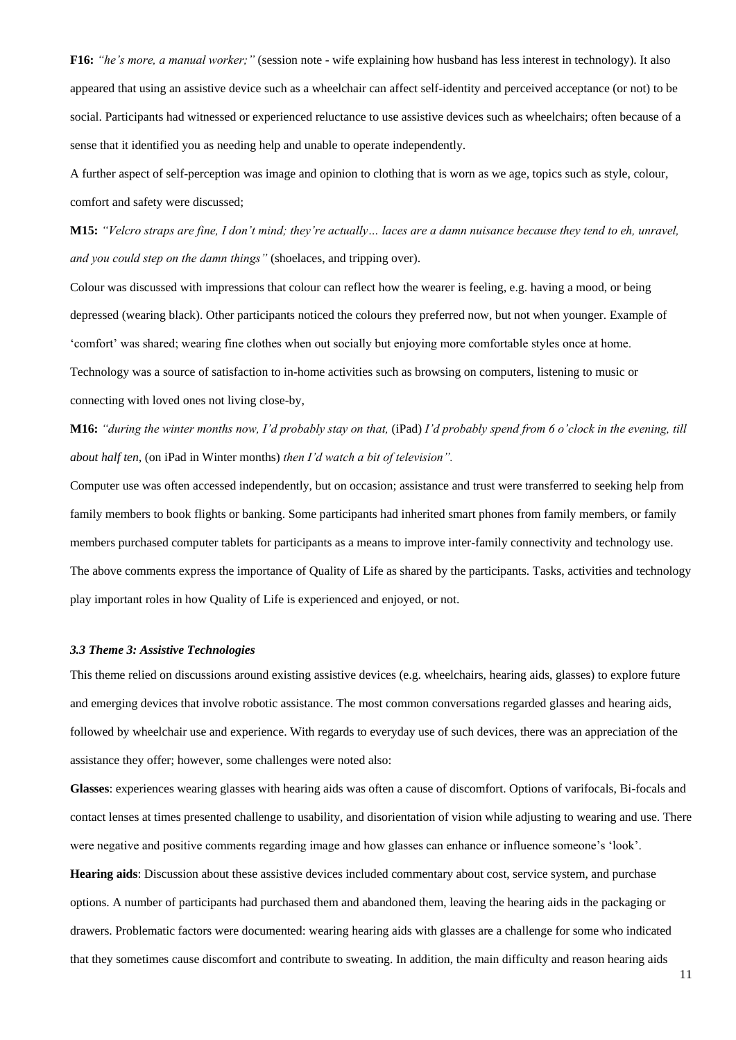**F16:** *"he's more, a manual worker;"* (session note - wife explaining how husband has less interest in technology). It also appeared that using an assistive device such as a wheelchair can affect self-identity and perceived acceptance (or not) to be social. Participants had witnessed or experienced reluctance to use assistive devices such as wheelchairs; often because of a sense that it identified you as needing help and unable to operate independently.

A further aspect of self-perception was image and opinion to clothing that is worn as we age, topics such as style, colour, comfort and safety were discussed;

**M15:** *"Velcro straps are fine, I don't mind; they're actually… laces are a damn nuisance because they tend to eh, unravel, and you could step on the damn things"* (shoelaces, and tripping over).

Colour was discussed with impressions that colour can reflect how the wearer is feeling, e.g. having a mood, or being depressed (wearing black). Other participants noticed the colours they preferred now, but not when younger. Example of 'comfort' was shared; wearing fine clothes when out socially but enjoying more comfortable styles once at home.

Technology was a source of satisfaction to in-home activities such as browsing on computers, listening to music or connecting with loved ones not living close-by,

**M16:** *"during the winter months now, I'd probably stay on that,* (iPad) *I'd probably spend from 6 o'clock in the evening, till about half ten*, (on iPad in Winter months) *then I'd watch a bit of television".*

Computer use was often accessed independently, but on occasion; assistance and trust were transferred to seeking help from family members to book flights or banking. Some participants had inherited smart phones from family members, or family members purchased computer tablets for participants as a means to improve inter-family connectivity and technology use. The above comments express the importance of Quality of Life as shared by the participants. Tasks, activities and technology play important roles in how Quality of Life is experienced and enjoyed, or not.

### *3.3 Theme 3: Assistive Technologies*

This theme relied on discussions around existing assistive devices (e.g. wheelchairs, hearing aids, glasses) to explore future and emerging devices that involve robotic assistance. The most common conversations regarded glasses and hearing aids, followed by wheelchair use and experience. With regards to everyday use of such devices, there was an appreciation of the assistance they offer; however, some challenges were noted also:

**Glasses**: experiences wearing glasses with hearing aids was often a cause of discomfort. Options of varifocals, Bi-focals and contact lenses at times presented challenge to usability, and disorientation of vision while adjusting to wearing and use. There were negative and positive comments regarding image and how glasses can enhance or influence someone's 'look'.

**Hearing aids**: Discussion about these assistive devices included commentary about cost, service system, and purchase options. A number of participants had purchased them and abandoned them, leaving the hearing aids in the packaging or drawers. Problematic factors were documented: wearing hearing aids with glasses are a challenge for some who indicated that they sometimes cause discomfort and contribute to sweating. In addition, the main difficulty and reason hearing aids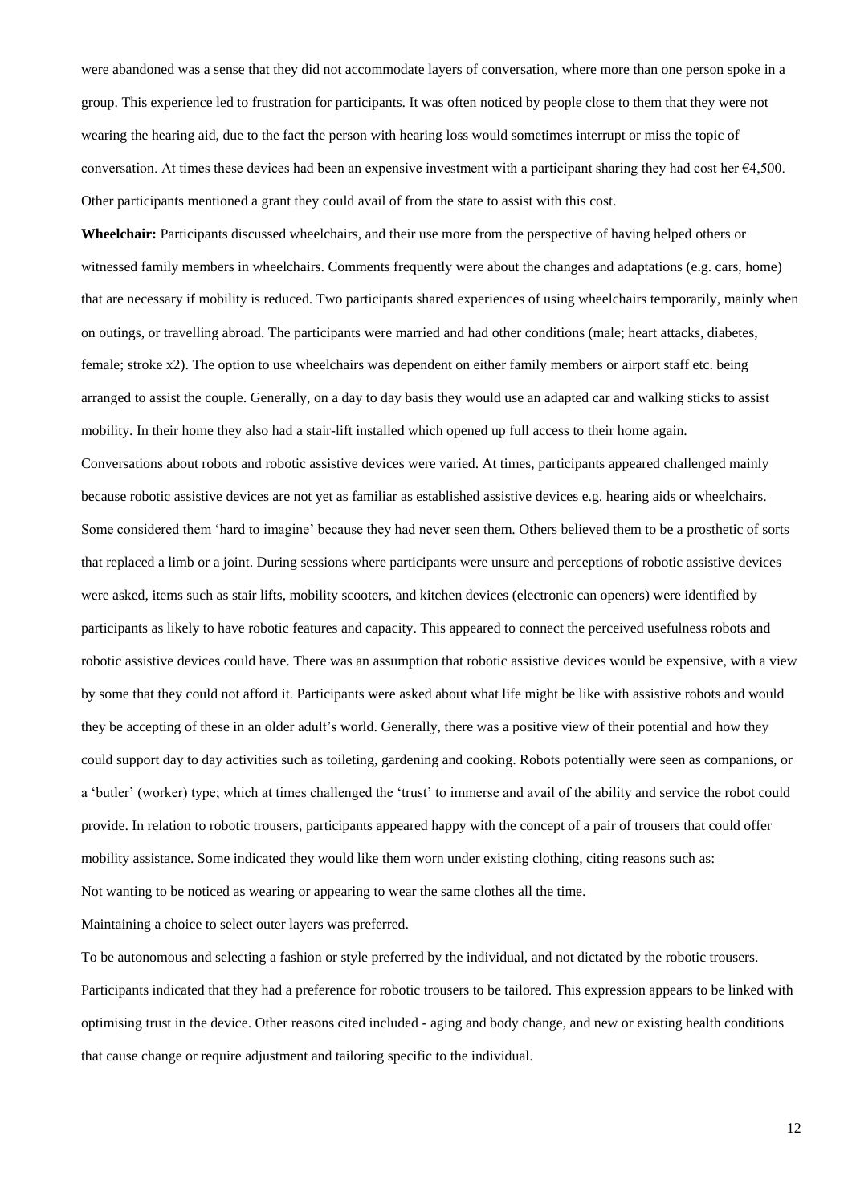were abandoned was a sense that they did not accommodate layers of conversation, where more than one person spoke in a group. This experience led to frustration for participants. It was often noticed by people close to them that they were not wearing the hearing aid, due to the fact the person with hearing loss would sometimes interrupt or miss the topic of conversation. At times these devices had been an expensive investment with a participant sharing they had cost her €4,500. Other participants mentioned a grant they could avail of from the state to assist with this cost.

**Wheelchair:** Participants discussed wheelchairs, and their use more from the perspective of having helped others or witnessed family members in wheelchairs. Comments frequently were about the changes and adaptations (e.g. cars, home) that are necessary if mobility is reduced. Two participants shared experiences of using wheelchairs temporarily, mainly when on outings, or travelling abroad. The participants were married and had other conditions (male; heart attacks, diabetes, female; stroke x2). The option to use wheelchairs was dependent on either family members or airport staff etc. being arranged to assist the couple. Generally, on a day to day basis they would use an adapted car and walking sticks to assist mobility. In their home they also had a stair-lift installed which opened up full access to their home again.

Conversations about robots and robotic assistive devices were varied. At times, participants appeared challenged mainly because robotic assistive devices are not yet as familiar as established assistive devices e.g. hearing aids or wheelchairs. Some considered them 'hard to imagine' because they had never seen them. Others believed them to be a prosthetic of sorts that replaced a limb or a joint. During sessions where participants were unsure and perceptions of robotic assistive devices were asked, items such as stair lifts, mobility scooters, and kitchen devices (electronic can openers) were identified by participants as likely to have robotic features and capacity. This appeared to connect the perceived usefulness robots and robotic assistive devices could have. There was an assumption that robotic assistive devices would be expensive, with a view by some that they could not afford it. Participants were asked about what life might be like with assistive robots and would they be accepting of these in an older adult's world. Generally, there was a positive view of their potential and how they could support day to day activities such as toileting, gardening and cooking. Robots potentially were seen as companions, or a 'butler' (worker) type; which at times challenged the 'trust' to immerse and avail of the ability and service the robot could provide. In relation to robotic trousers, participants appeared happy with the concept of a pair of trousers that could offer mobility assistance. Some indicated they would like them worn under existing clothing, citing reasons such as:

Not wanting to be noticed as wearing or appearing to wear the same clothes all the time.

Maintaining a choice to select outer layers was preferred.

To be autonomous and selecting a fashion or style preferred by the individual, and not dictated by the robotic trousers.

Participants indicated that they had a preference for robotic trousers to be tailored. This expression appears to be linked with optimising trust in the device. Other reasons cited included - aging and body change, and new or existing health conditions that cause change or require adjustment and tailoring specific to the individual.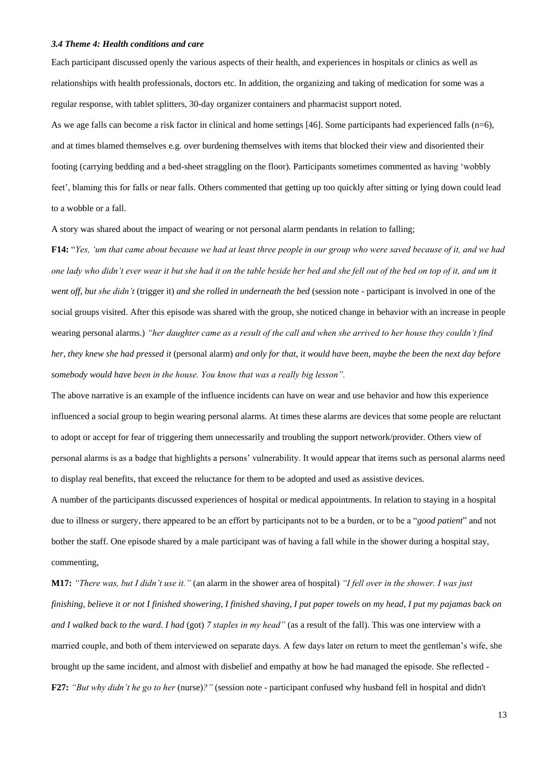### *3.4 Theme 4: Health conditions and care*

Each participant discussed openly the various aspects of their health, and experiences in hospitals or clinics as well as relationships with health professionals, doctors etc. In addition, the organizing and taking of medication for some was a regular response, with tablet splitters, 30-day organizer containers and pharmacist support noted.

As we age falls can become a risk factor in clinical and home settings [46]. Some participants had experienced falls (n=6), and at times blamed themselves e.g. over burdening themselves with items that blocked their view and disoriented their footing (carrying bedding and a bed-sheet straggling on the floor). Participants sometimes commented as having 'wobbly feet', blaming this for falls or near falls. Others commented that getting up too quickly after sitting or lying down could lead to a wobble or a fall.

A story was shared about the impact of wearing or not personal alarm pendants in relation to falling;

**F14:** "*Yes, 'um that came about because we had at least three people in our group who were saved because of it, and we had one lady who didn't ever wear it but she had it on the table beside her bed and she fell out of the bed on top of it, and um it went off, but she didn't* (trigger it) *and she rolled in underneath the bed* (session note - participant is involved in one of the social groups visited. After this episode was shared with the group, she noticed change in behavior with an increase in people wearing personal alarms.) *"her daughter came as a result of the call and when she arrived to her house they couldn't find her, they knew she had pressed it* (personal alarm) *and only for that, it would have been, maybe the been the next day before somebody would have been in the house. You know that was a really big lesson".*

The above narrative is an example of the influence incidents can have on wear and use behavior and how this experience influenced a social group to begin wearing personal alarms. At times these alarms are devices that some people are reluctant to adopt or accept for fear of triggering them unnecessarily and troubling the support network/provider. Others view of personal alarms is as a badge that highlights a persons' vulnerability. It would appear that items such as personal alarms need to display real benefits, that exceed the reluctance for them to be adopted and used as assistive devices.

A number of the participants discussed experiences of hospital or medical appointments. In relation to staying in a hospital due to illness or surgery, there appeared to be an effort by participants not to be a burden, or to be a "*good patient*" and not bother the staff. One episode shared by a male participant was of having a fall while in the shower during a hospital stay, commenting,

**M17:** *"There was, but I didn't use it."* (an alarm in the shower area of hospital) *"I fell over in the shower. I was just finishing, believe it or not I finished showering, I finished shaving, I put paper towels on my head, I put my pajamas back on and I walked back to the ward. I had* (got) *7 staples in my head"* (as a result of the fall). This was one interview with a married couple, and both of them interviewed on separate days. A few days later on return to meet the gentleman's wife, she brought up the same incident, and almost with disbelief and empathy at how he had managed the episode. She reflected -

**F27:** *"But why didn't he go to her* (nurse)*?"* (session note - participant confused why husband fell in hospital and didn't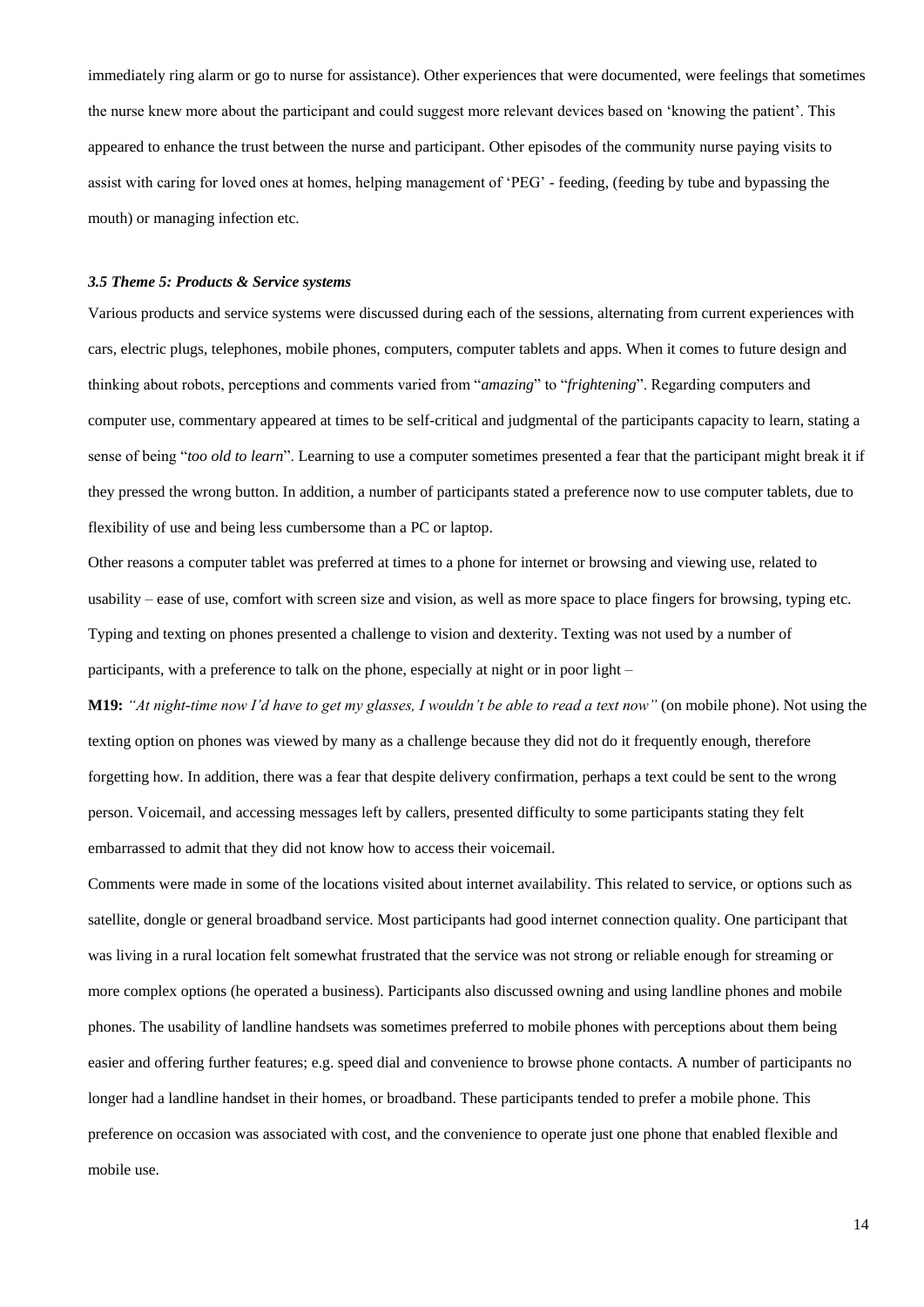immediately ring alarm or go to nurse for assistance). Other experiences that were documented, were feelings that sometimes the nurse knew more about the participant and could suggest more relevant devices based on 'knowing the patient'. This appeared to enhance the trust between the nurse and participant. Other episodes of the community nurse paying visits to assist with caring for loved ones at homes, helping management of 'PEG' - feeding, (feeding by tube and bypassing the mouth) or managing infection etc.

### *3.5 Theme 5: Products & Service systems*

Various products and service systems were discussed during each of the sessions, alternating from current experiences with cars, electric plugs, telephones, mobile phones, computers, computer tablets and apps. When it comes to future design and thinking about robots, perceptions and comments varied from "*amazing*" to "*frightening*". Regarding computers and computer use, commentary appeared at times to be self-critical and judgmental of the participants capacity to learn, stating a sense of being "*too old to learn*". Learning to use a computer sometimes presented a fear that the participant might break it if they pressed the wrong button. In addition, a number of participants stated a preference now to use computer tablets, due to flexibility of use and being less cumbersome than a PC or laptop.

Other reasons a computer tablet was preferred at times to a phone for internet or browsing and viewing use, related to usability – ease of use, comfort with screen size and vision, as well as more space to place fingers for browsing, typing etc. Typing and texting on phones presented a challenge to vision and dexterity. Texting was not used by a number of participants, with a preference to talk on the phone, especially at night or in poor light –

**M19:** *"At night-time now I'd have to get my glasses, I wouldn't be able to read a text now"* (on mobile phone). Not using the texting option on phones was viewed by many as a challenge because they did not do it frequently enough, therefore forgetting how. In addition, there was a fear that despite delivery confirmation, perhaps a text could be sent to the wrong person. Voicemail, and accessing messages left by callers, presented difficulty to some participants stating they felt embarrassed to admit that they did not know how to access their voicemail.

Comments were made in some of the locations visited about internet availability. This related to service, or options such as satellite, dongle or general broadband service. Most participants had good internet connection quality. One participant that was living in a rural location felt somewhat frustrated that the service was not strong or reliable enough for streaming or more complex options (he operated a business). Participants also discussed owning and using landline phones and mobile phones. The usability of landline handsets was sometimes preferred to mobile phones with perceptions about them being easier and offering further features; e.g. speed dial and convenience to browse phone contacts. A number of participants no longer had a landline handset in their homes, or broadband. These participants tended to prefer a mobile phone. This preference on occasion was associated with cost, and the convenience to operate just one phone that enabled flexible and mobile use.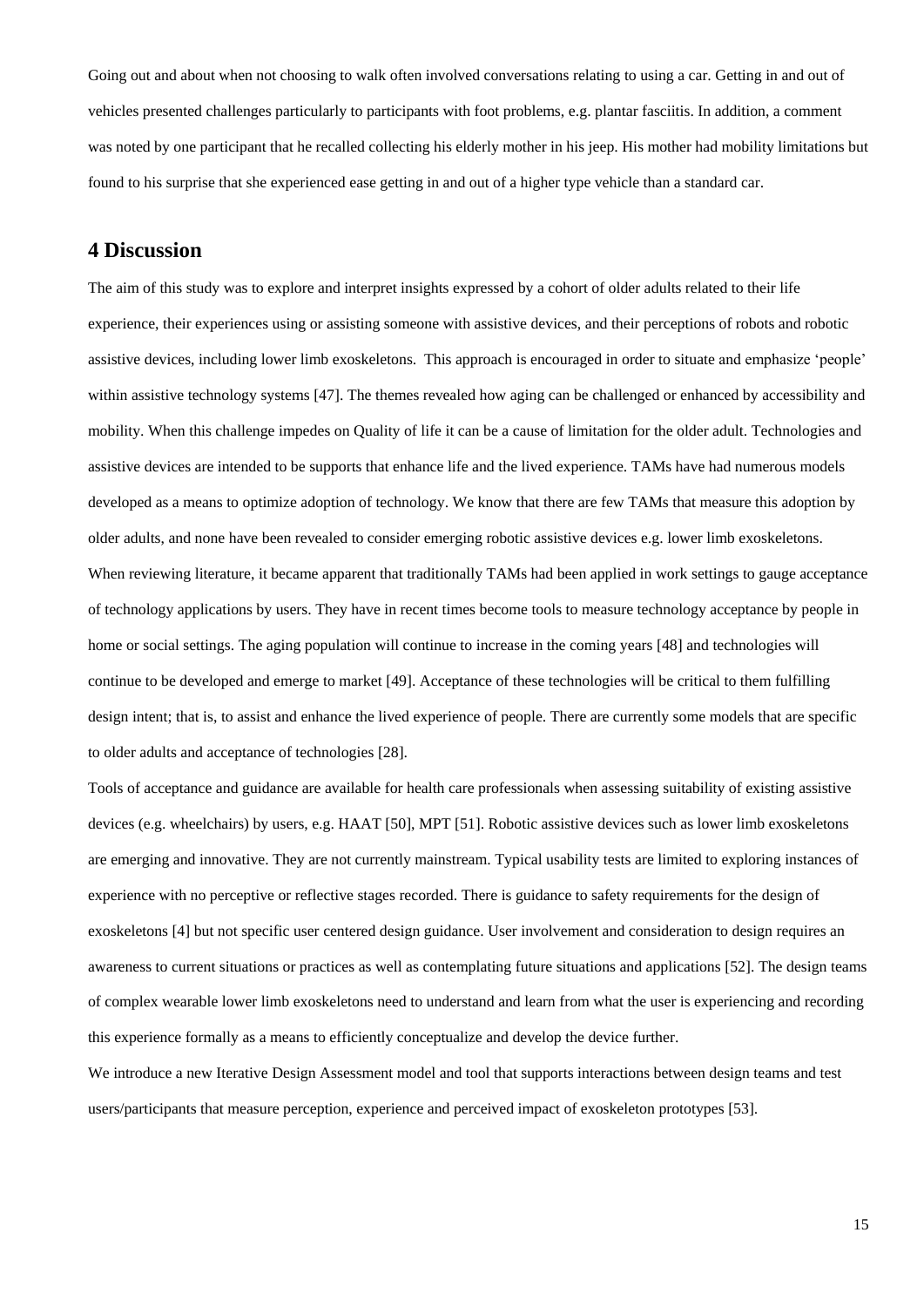Going out and about when not choosing to walk often involved conversations relating to using a car. Getting in and out of vehicles presented challenges particularly to participants with foot problems, e.g. plantar fasciitis. In addition, a comment was noted by one participant that he recalled collecting his elderly mother in his jeep. His mother had mobility limitations but found to his surprise that she experienced ease getting in and out of a higher type vehicle than a standard car.

# 4 Discussion

The aim of this study was to explore and interpret insights expressed by a cohort of older adults related to their life experience, their experiences using or assisting someone with assistive devices, and their perceptions of robots and robotic assistive devices, including lower limb exoskeletons. This approach is encouraged in order to situate and emphasize 'people' within assistive technology systems [47]. The themes revealed how aging can be challenged or enhanced by accessibility and mobility. When this challenge impedes on Quality of life it can be a cause of limitation for the older adult. Technologies and assistive devices are intended to be supports that enhance life and the lived experience. TAMs have had numerous models developed as a means to optimize adoption of technology. We know that there are few TAMs that measure this adoption by older adults, and none have been revealed to consider emerging robotic assistive devices e.g. lower limb exoskeletons. When reviewing literature, it became apparent that traditionally TAMs had been applied in work settings to gauge acceptance of technology applications by users. They have in recent times become tools to measure technology acceptance by people in home or social settings. The aging population will continue to increase in the coming years [48] and technologies will continue to be developed and emerge to market [49]. Acceptance of these technologies will be critical to them fulfilling design intent; that is, to assist and enhance the lived experience of people. There are currently some models that are specific to older adults and acceptance of technologies [28].

Tools of acceptance and guidance are available for health care professionals when assessing suitability of existing assistive devices (e.g. wheelchairs) by users, e.g. HAAT [50], MPT [51]. Robotic assistive devices such as lower limb exoskeletons are emerging and innovative. They are not currently mainstream. Typical usability tests are limited to exploring instances of experience with no perceptive or reflective stages recorded. There is guidance to safety requirements for the design of exoskeletons [4] but not specific user centered design guidance. User involvement and consideration to design requires an awareness to current situations or practices as well as contemplating future situations and applications [52]. The design teams of complex wearable lower limb exoskeletons need to understand and learn from what the user is experiencing and recording this experience formally as a means to efficiently conceptualize and develop the device further.

We introduce a new Iterative Design Assessment model and tool that supports interactions between design teams and test users/participants that measure perception, experience and perceived impact of exoskeleton prototypes [53].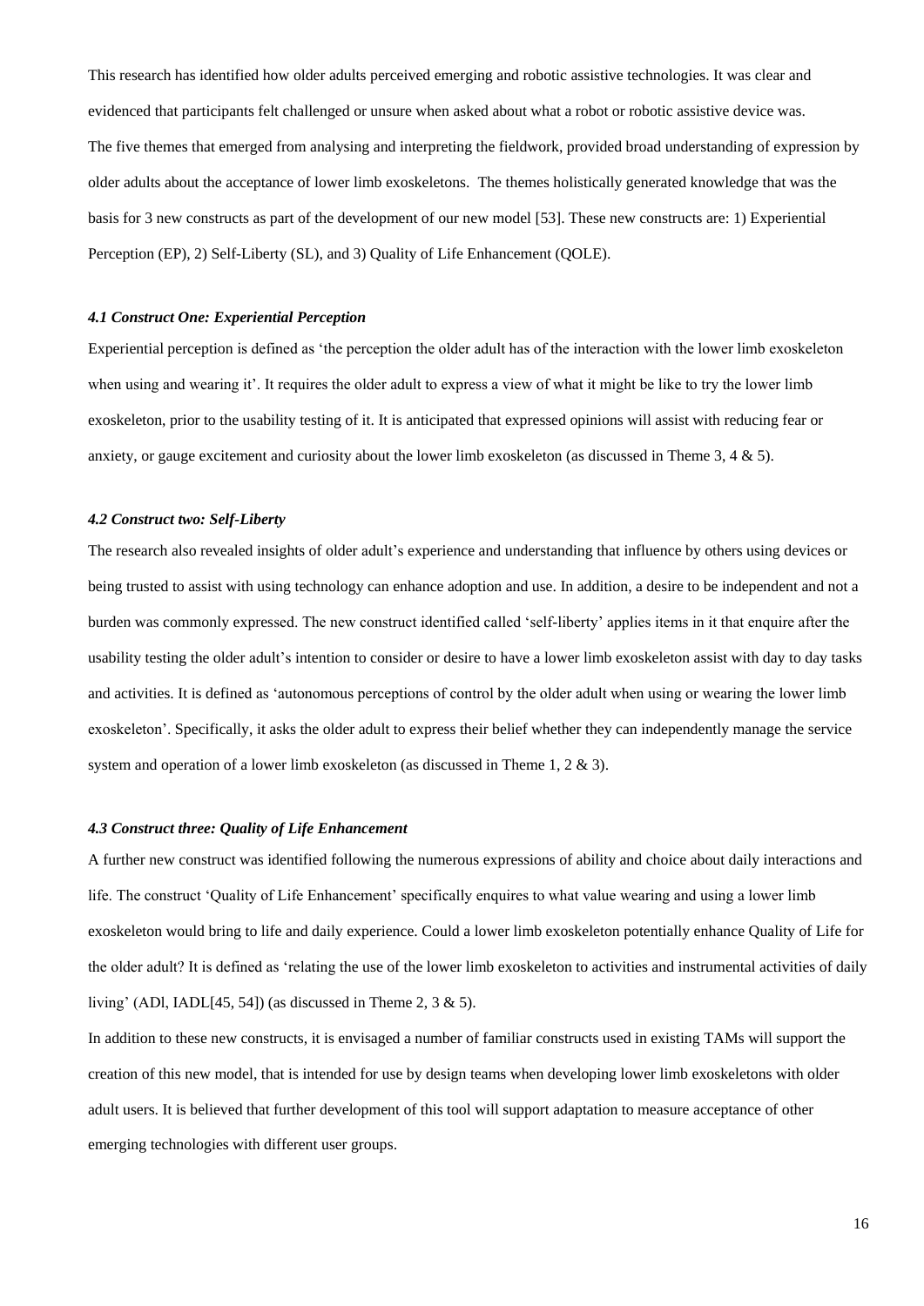This research has identified how older adults perceived emerging and robotic assistive technologies. It was clear and evidenced that participants felt challenged or unsure when asked about what a robot or robotic assistive device was.

The five themes that emerged from analysing and interpreting the fieldwork, provided broad understanding of expression by older adults about the acceptance of lower limb exoskeletons. The themes holistically generated knowledge that was the basis for 3 new constructs as part of the development of our new model [53]. These new constructs are: 1) Experiential Perception (EP), 2) Self-Liberty (SL), and 3) Quality of Life Enhancement (QOLE).

#### *4.1 Construct One: Experiential Perception*

Experiential perception is defined as 'the perception the older adult has of the interaction with the lower limb exoskeleton when using and wearing it'. It requires the older adult to express a view of what it might be like to try the lower limb exoskeleton, prior to the usability testing of it. It is anticipated that expressed opinions will assist with reducing fear or anxiety, or gauge excitement and curiosity about the lower limb exoskeleton (as discussed in Theme 3, 4 & 5).

#### *4.2 Construct two: Self-Liberty*

The research also revealed insights of older adult's experience and understanding that influence by others using devices or being trusted to assist with using technology can enhance adoption and use. In addition, a desire to be independent and not a burden was commonly expressed. The new construct identified called 'self-liberty' applies items in it that enquire after the usability testing the older adult's intention to consider or desire to have a lower limb exoskeleton assist with day to day tasks and activities. It is defined as 'autonomous perceptions of control by the older adult when using or wearing the lower limb exoskeleton'. Specifically, it asks the older adult to express their belief whether they can independently manage the service system and operation of a lower limb exoskeleton (as discussed in Theme 1, 2 & 3).

#### *4.3 Construct three: Quality of Life Enhancement*

A further new construct was identified following the numerous expressions of ability and choice about daily interactions and life. The construct 'Quality of Life Enhancement' specifically enquires to what value wearing and using a lower limb exoskeleton would bring to life and daily experience. Could a lower limb exoskeleton potentially enhance Quality of Life for the older adult? It is defined as 'relating the use of the lower limb exoskeleton to activities and instrumental activities of daily living' (ADl, IADL[45, 54]) (as discussed in Theme 2, 3 & 5).

In addition to these new constructs, it is envisaged a number of familiar constructs used in existing TAMs will support the creation of this new model, that is intended for use by design teams when developing lower limb exoskeletons with older adult users. It is believed that further development of this tool will support adaptation to measure acceptance of other emerging technologies with different user groups.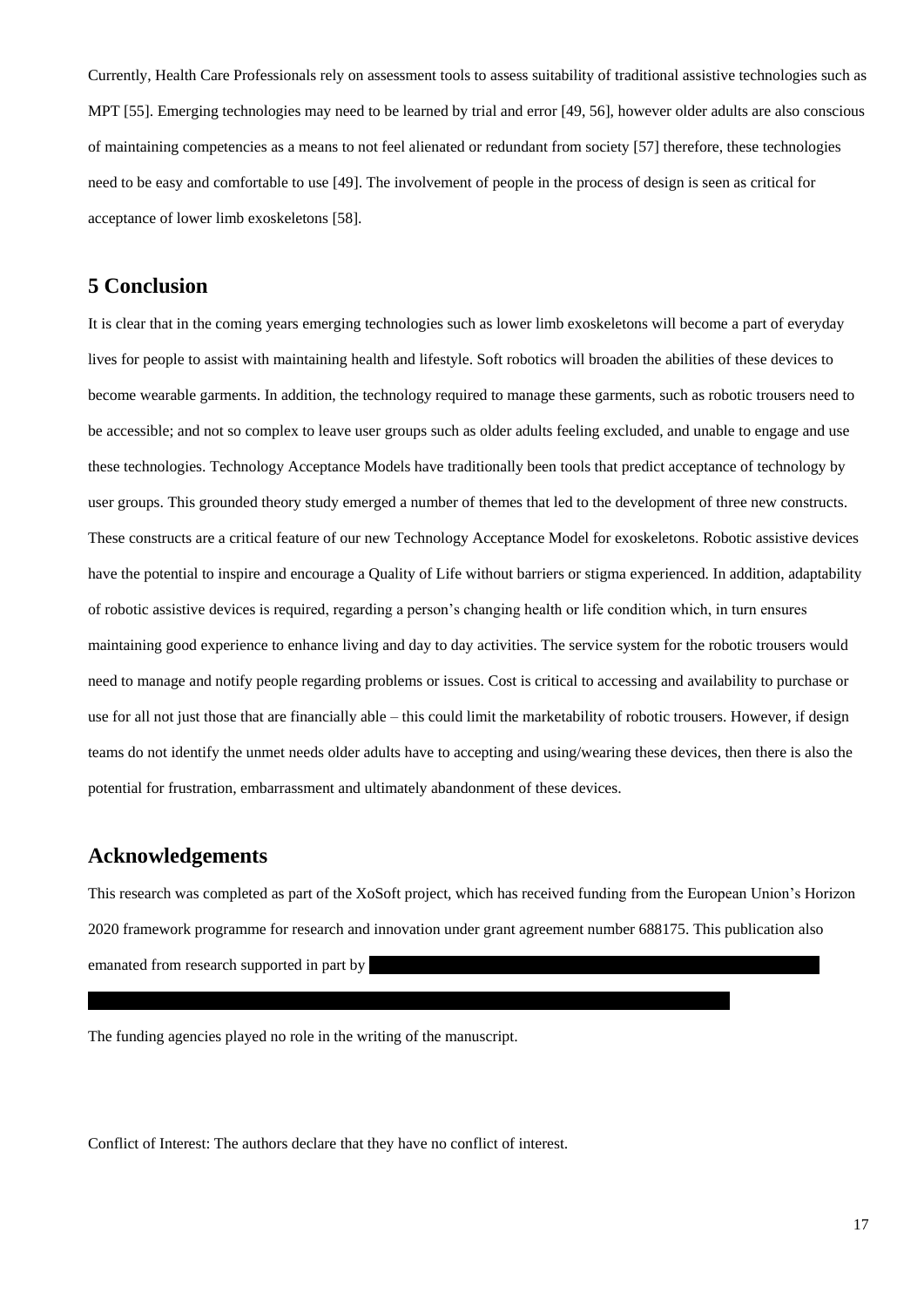Currently, Health Care Professionals rely on assessment tools to assess suitability of traditional assistive technologies such as MPT [55]. Emerging technologies may need to be learned by trial and error [49, 56], however older adults are also conscious of maintaining competencies as a means to not feel alienated or redundant from society [57] therefore, these technologies need to be easy and comfortable to use [49]. The involvement of people in the process of design is seen as critical for acceptance of lower limb exoskeletons [58].

## 5 Conclusion

It is clear that in the coming years emerging technologies such as lower limb exoskeletons will become a part of everyday lives for people to assist with maintaining health and lifestyle. Soft robotics will broaden the abilities of these devices to become wearable garments. In addition, the technology required to manage these garments, such as robotic trousers need to be accessible; and not so complex to leave user groups such as older adults feeling excluded, and unable to engage and use these technologies. Technology Acceptance Models have traditionally been tools that predict acceptance of technology by user groups. This grounded theory study emerged a number of themes that led to the development of three new constructs. These constructs are a critical feature of our new Technology Acceptance Model for exoskeletons. Robotic assistive devices have the potential to inspire and encourage a Quality of Life without barriers or stigma experienced. In addition, adaptability of robotic assistive devices is required, regarding a person's changing health or life condition which, in turn ensures maintaining good experience to enhance living and day to day activities. The service system for the robotic trousers would need to manage and notify people regarding problems or issues. Cost is critical to accessing and availability to purchase or use for all not just those that are financially able – this could limit the marketability of robotic trousers. However, if design teams do not identify the unmet needs older adults have to accepting and using/wearing these devices, then there is also the potential for frustration, embarrassment and ultimately abandonment of these devices.

## Acknowledgements

This research was completed as part of the XoSoft project, which has received funding from the European Union's Horizon 2020 framework programme for research and innovation under grant agreement number 688175. This publication also emanated from research supported in part by

The funding agencies played no role in the writing of the manuscript.

Conflict of Interest: The authors declare that they have no conflict of interest.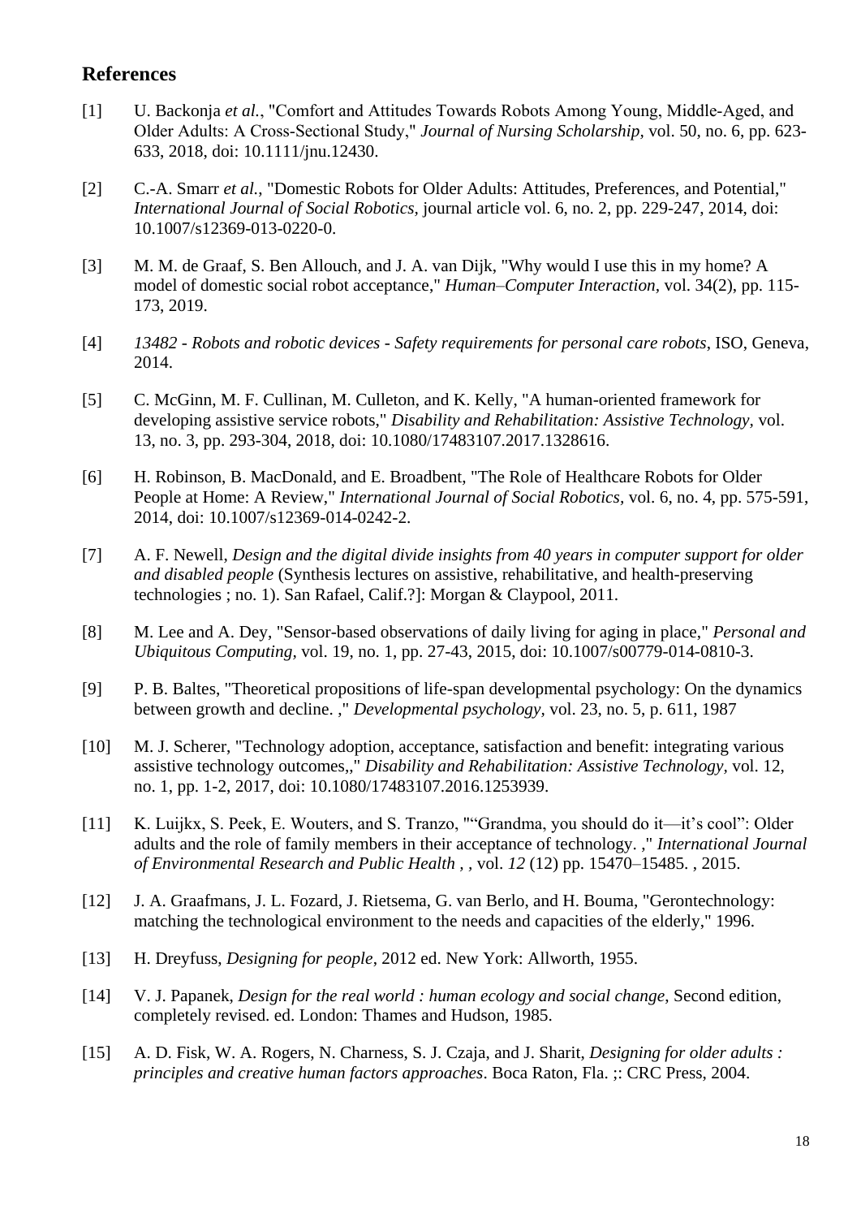## References

[1] U. Backonja *et al.*, "Comfort and Attitudes Towards Robots Among Young, Middle-Aged, and Older Adults: A Cross-Sectional Study," *Journal of Nursing Scholarship,* vol. 50, no. 6, pp. 623-633, 2018, doi: 10.1111/jnu.12430.

[2] C.-A. Smarr *et al.*, "Domestic Robots for Older Adults: Attitudes, Preferences, and Potential," *International Journal of Social Robotics,* journal article vol. 6, no. 2, pp. 229-247, 2014, doi: 10.1007/s12369-013-0220-0.

[3] M. M. de Graaf, S. Ben Allouch, and J. A. van Dijk, "Why would I use this in my home? A model of domestic social robot acceptance," *Human–Computer Interaction*, vol. 34(2), pp. 115-173, 2019.

[4] *13482 - Robots and robotic devices - Safety requirements for personal care robots*, ISO, Geneva, 2014.

[5] C. McGinn, M. F. Cullinan, M. Culleton, and K. Kelly, "A human-oriented framework for developing assistive service robots," *Disability and Rehabilitation: Assistive Technology,* vol. 13, no. 3, pp. 293-304, 2018, doi: 10.1080/17483107.2017.1328616.

[6] H. Robinson, B. MacDonald, and E. Broadbent, "The Role of Healthcare Robots for Older People at Home: A Review," *International Journal of Social Robotics,* vol. 6, no. 4, pp. 575-591, 2014, doi: 10.1007/s12369-014-0242-2.

[7] A. F. Newell, *Design and the digital divide insights from 40 years in computer support for older and disabled people* (Synthesis lectures on assistive, rehabilitative, and health-preserving technologies ; no. 1). San Rafael, Calif.?]: Morgan & Claypool, 2011.

[8] M. Lee and A. Dey, "Sensor-based observations of daily living for aging in place," *Personal and Ubiquitous Computing,* vol. 19, no. 1, pp. 27-43, 2015, doi: 10.1007/s00779-014-0810-3.

[9] P. B. Baltes, "Theoretical propositions of life-span developmental psychology: On the dynamics between growth and decline. ," *Developmental psychology,* vol. 23, no. 5, p. 611, 1987

[10] M. J. Scherer, "Technology adoption, acceptance, satisfaction and benefit: integrating various assistive technology outcomes,," *Disability and Rehabilitation: Assistive Technology,* vol. 12, no. 1, pp. 1-2, 2017, doi: 10.1080/17483107.2016.1253939.

[11] K. Luijkx, S. Peek, E. Wouters, and S. Tranzo, "“Grandma, you should do it—it’s cool”: Older adults and the role of family members in their acceptance of technology. ," *International Journal of Environmental Research and Public Health* , , vol. *12* (12) pp. 15470–15485. , 2015.

[12] J. A. Graafmans, J. L. Fozard, J. Rietsema, G. van Berlo, and H. Bouma, "Gerontechnology: matching the technological environment to the needs and capacities of the elderly," 1996.

[13] H. Dreyfuss, *Designing for people*, 2012 ed. New York: Allworth, 1955.

[14] V. J. Papanek, *Design for the real world : human ecology and social change*, Second edition, completely revised. ed. London: Thames and Hudson, 1985.

[15] A. D. Fisk, W. A. Rogers, N. Charness, S. J. Czaja, and J. Sharit, *Designing for older adults : principles and creative human factors approaches*. Boca Raton, Fla. ;: CRC Press, 2004.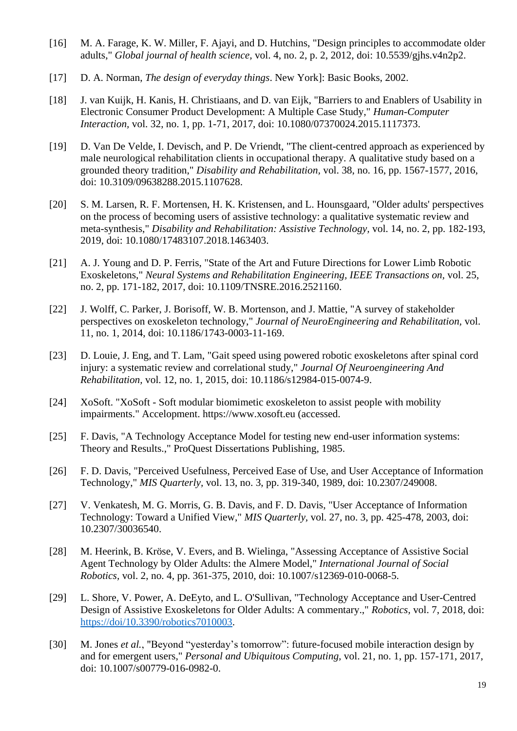[16] M. A. Farage, K. W. Miller, F. Ajayi, and D. Hutchins, "Design principles to accommodate older adults," *Global journal of health science,* vol. 4, no. 2, p. 2, 2012, doi: 10.5539/gjhs.v4n2p2.

[17] D. A. Norman, *The design of everyday things*. New York]: Basic Books, 2002.

[18] J. van Kuijk, H. Kanis, H. Christiaans, and D. van Eijk, "Barriers to and Enablers of Usability in Electronic Consumer Product Development: A Multiple Case Study," *Human-Computer Interaction,* vol. 32, no. 1, pp. 1-71, 2017, doi: 10.1080/07370024.2015.1117373.

[19] D. Van De Velde, I. Devisch, and P. De Vriendt, "The client-centred approach as experienced by male neurological rehabilitation clients in occupational therapy. A qualitative study based on a grounded theory tradition," *Disability and Rehabilitation,* vol. 38, no. 16, pp. 1567-1577, 2016, doi: 10.3109/09638288.2015.1107628.

[20] S. M. Larsen, R. F. Mortensen, H. K. Kristensen, and L. Hounsgaard, "Older adults' perspectives on the process of becoming users of assistive technology: a qualitative systematic review and meta-synthesis," *Disability and Rehabilitation: Assistive Technology,* vol. 14, no. 2, pp. 182-193, 2019, doi: 10.1080/17483107.2018.1463403.

[21] A. J. Young and D. P. Ferris, "State of the Art and Future Directions for Lower Limb Robotic Exoskeletons," *Neural Systems and Rehabilitation Engineering, IEEE Transactions on,* vol. 25, no. 2, pp. 171-182, 2017, doi: 10.1109/TNSRE.2016.2521160.

[22] J. Wolff, C. Parker, J. Borisoff, W. B. Mortenson, and J. Mattie, "A survey of stakeholder perspectives on exoskeleton technology," *Journal of NeuroEngineering and Rehabilitation,* vol. 11, no. 1, 2014, doi: 10.1186/1743-0003-11-169.

[23] D. Louie, J. Eng, and T. Lam, "Gait speed using powered robotic exoskeletons after spinal cord injury: a systematic review and correlational study," *Journal Of Neuroengineering And Rehabilitation,* vol. 12, no. 1, 2015, doi: 10.1186/s12984-015-0074-9.

[24] XoSoft. "XoSoft - Soft modular biomimetic exoskeleton to assist people with mobility impairments." Accelopment. https://www.xosoft.eu (accessed.

[25] F. Davis, "A Technology Acceptance Model for testing new end-user information systems: Theory and Results.," ProQuest Dissertations Publishing, 1985.

[26] F. D. Davis, "Perceived Usefulness, Perceived Ease of Use, and User Acceptance of Information Technology," *MIS Quarterly,* vol. 13, no. 3, pp. 319-340, 1989, doi: 10.2307/249008.

[27] V. Venkatesh, M. G. Morris, G. B. Davis, and F. D. Davis, "User Acceptance of Information Technology: Toward a Unified View," *MIS Quarterly,* vol. 27, no. 3, pp. 425-478, 2003, doi: 10.2307/30036540.

[28] M. Heerink, B. Kröse, V. Evers, and B. Wielinga, "Assessing Acceptance of Assistive Social Agent Technology by Older Adults: the Almere Model," *International Journal of Social Robotics,* vol. 2, no. 4, pp. 361-375, 2010, doi: 10.1007/s12369-010-0068-5.

[29] L. Shore, V. Power, A. DeEyto, and L. O'Sullivan, "Technology Acceptance and User-Centred Design of Assistive Exoskeletons for Older Adults: A commentary.," *Robotics,* vol. 7, 2018, doi: https://doi/10.3390/robotics7010003.

[30] M. Jones *et al.*, "Beyond "yesterday's tomorrow": future-focused mobile interaction design by and for emergent users," *Personal and Ubiquitous Computing,* vol. 21, no. 1, pp. 157-171, 2017, doi: 10.1007/s00779-016-0982-0.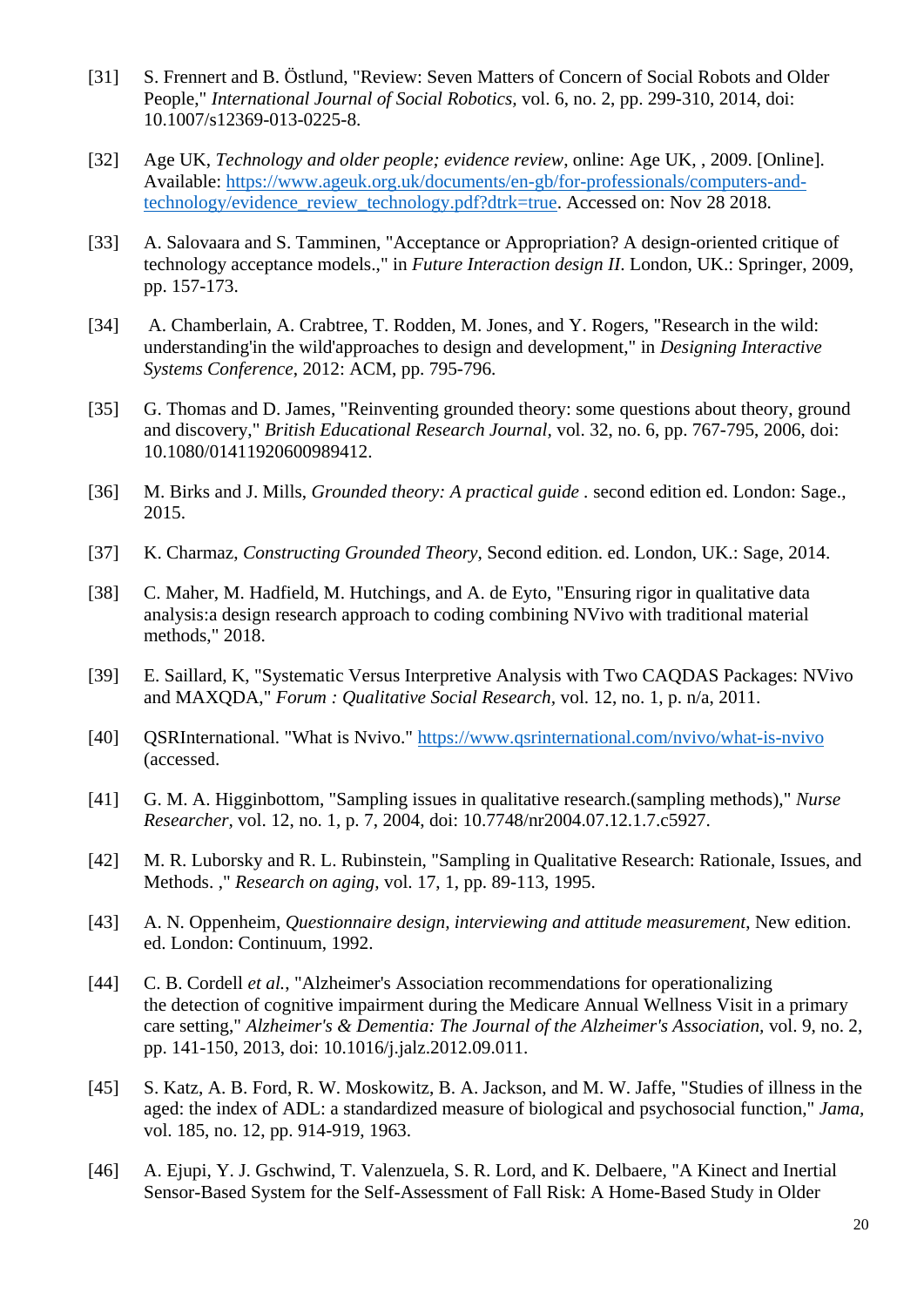[31] S. Frennert and B. Östlund, "Review: Seven Matters of Concern of Social Robots and Older People," *International Journal of Social Robotics*, vol. 6, no. 2, pp. 299-310, 2014, doi: 10.1007/s12369-013-0225-8.

[32] Age UK, *Technology and older people; evidence review*, online: Age UK, , 2009. [Online]. Available: https://www.ageuk.org.uk/documents/en-gb/for-professionals/computers-and-technology/evidence_review_technology.pdf?dtrk=true. Accessed on: Nov 28 2018.

[33] A. Salovaara and S. Tamminen, "Acceptance or Appropriation? A design-oriented critique of technology acceptance models.," in *Future Interaction design II*. London, UK.: Springer, 2009, pp. 157-173.

[34] A. Chamberlain, A. Crabtree, T. Rodden, M. Jones, and Y. Rogers, "Research in the wild: understanding'in the wild'approaches to design and development," in *Designing Interactive Systems Conference*, 2012: ACM, pp. 795-796.

[35] G. Thomas and D. James, "Reinventing grounded theory: some questions about theory, ground and discovery," *British Educational Research Journal*, vol. 32, no. 6, pp. 767-795, 2006, doi: 10.1080/01411920600989412.

[36] M. Birks and J. Mills, *Grounded theory: A practical guide* . second edition ed. London: Sage., 2015.

[37] K. Charmaz, *Constructing Grounded Theory*, Second edition. ed. London, UK.: Sage, 2014.

[38] C. Maher, M. Hadfield, M. Hutchings, and A. de Eyto, "Ensuring rigor in qualitative data analysis:a design research approach to coding combining NVivo with traditional material methods," 2018.

[39] E. Saillard, K, "Systematic Versus Interpretive Analysis with Two CAQDAS Packages: NVivo and MAXQDA," *Forum : Qualitative Social Research*, vol. 12, no. 1, p. n/a, 2011.

[40] QSRInternational. "What is Nvivo." https://www.qsrinternational.com/nvivo/what-is-nvivo (accessed.

[41] G. M. A. Higginbottom, "Sampling issues in qualitative research.(sampling methods)," *Nurse Researcher*, vol. 12, no. 1, p. 7, 2004, doi: 10.7748/nr2004.07.12.1.7.c5927.

[42] M. R. Luborsky and R. L. Rubinstein, "Sampling in Qualitative Research: Rationale, Issues, and Methods. ," *Research on aging*, vol. 17, 1, pp. 89-113, 1995.

[43] A. N. Oppenheim, *Questionnaire design, interviewing and attitude measurement*, New edition. ed. London: Continuum, 1992.

[44] C. B. Cordell *et al.*, "Alzheimer's Association recommendations for operationalizing the detection of cognitive impairment during the Medicare Annual Wellness Visit in a primary care setting," *Alzheimer's & Dementia: The Journal of the Alzheimer's Association*, vol. 9, no. 2, pp. 141-150, 2013, doi: 10.1016/j.jalz.2012.09.011.

[45] S. Katz, A. B. Ford, R. W. Moskowitz, B. A. Jackson, and M. W. Jaffe, "Studies of illness in the aged: the index of ADL: a standardized measure of biological and psychosocial function," *Jama*, vol. 185, no. 12, pp. 914-919, 1963.

[46] A. Ejupi, Y. J. Gschwind, T. Valenzuela, S. R. Lord, and K. Delbaere, "A Kinect and Inertial Sensor-Based System for the Self-Assessment of Fall Risk: A Home-Based Study in Older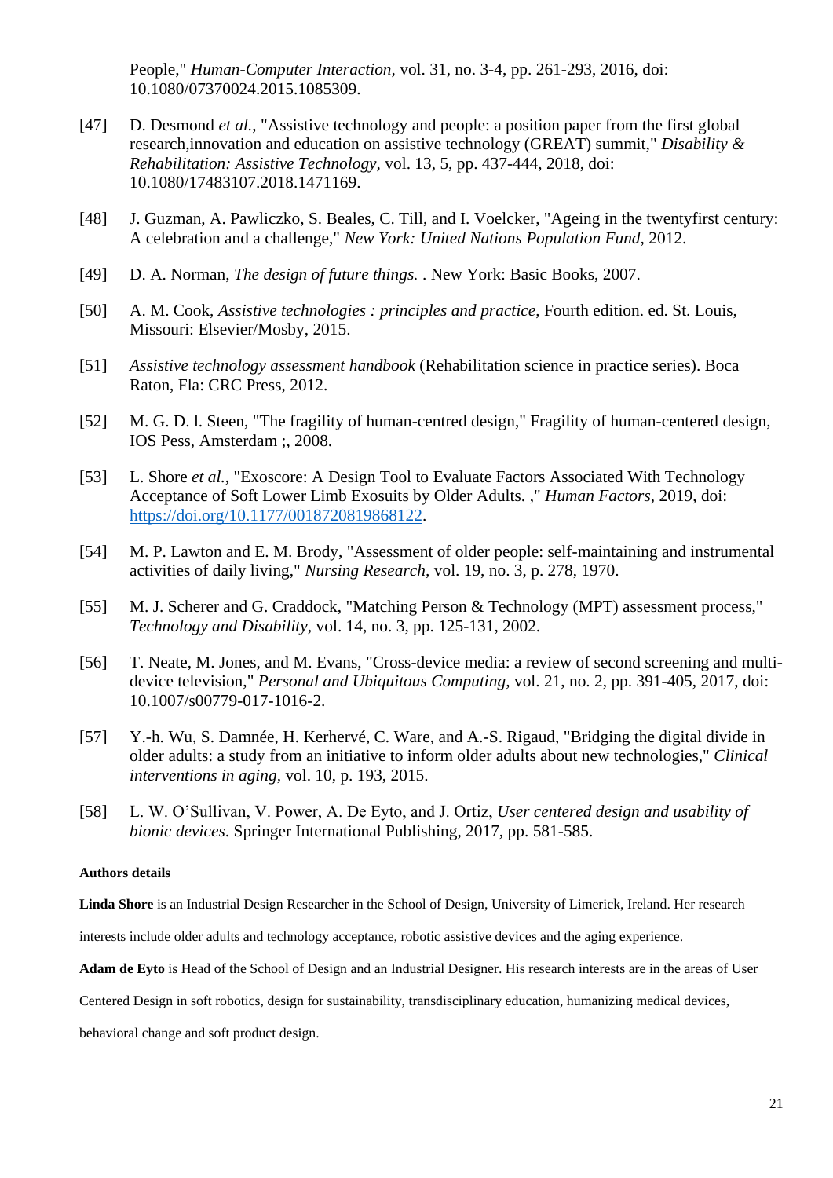People," *Human-Computer Interaction*, vol. 31, no. 3-4, pp. 261-293, 2016, doi: 10.1080/07370024.2015.1085309.

[47] D. Desmond *et al.*, "Assistive technology and people: a position paper from the first global research,innovation and education on assistive technology (GREAT) summit," *Disability & Rehabilitation: Assistive Technology*, vol. 13, 5, pp. 437-444, 2018, doi: 10.1080/17483107.2018.1471169.

[48] J. Guzman, A. Pawliczko, S. Beales, C. Till, and I. Voelcker, "Ageing in the twentyfirst century: A celebration and a challenge," *New York: United Nations Population Fund*, 2012.

[49] D. A. Norman, *The design of future things.* . New York: Basic Books, 2007.

[50] A. M. Cook, *Assistive technologies : principles and practice*, Fourth edition. ed. St. Louis, Missouri: Elsevier/Mosby, 2015.

[51] *Assistive technology assessment handbook* (Rehabilitation science in practice series). Boca Raton, Fla: CRC Press, 2012.

[52] M. G. D. l. Steen, "The fragility of human-centred design," Fragility of human-centered design, IOS Pess, Amsterdam ;, 2008.

[53] L. Shore *et al.*, "Exoscore: A Design Tool to Evaluate Factors Associated With Technology Acceptance of Soft Lower Limb Exosuits by Older Adults. ," *Human Factors*, 2019, doi: https://doi.org/10.1177/0018720819868122.

[54] M. P. Lawton and E. M. Brody, "Assessment of older people: self-maintaining and instrumental activities of daily living," *Nursing Research*, vol. 19, no. 3, p. 278, 1970.

[55] M. J. Scherer and G. Craddock, "Matching Person & Technology (MPT) assessment process," *Technology and Disability*, vol. 14, no. 3, pp. 125-131, 2002.

[56] T. Neate, M. Jones, and M. Evans, "Cross-device media: a review of second screening and multi-device television," *Personal and Ubiquitous Computing*, vol. 21, no. 2, pp. 391-405, 2017, doi: 10.1007/s00779-017-1016-2.

[57] Y.-h. Wu, S. Damnée, H. Kerhervé, C. Ware, and A.-S. Rigaud, "Bridging the digital divide in older adults: a study from an initiative to inform older adults about new technologies," *Clinical interventions in aging*, vol. 10, p. 193, 2015.

[58] L. W. O'Sullivan, V. Power, A. De Eyto, and J. Ortiz, *User centered design and usability of bionic devices*. Springer International Publishing, 2017, pp. 581-585.

**Authors details**

**Linda Shore** is an Industrial Design Researcher in the School of Design, University of Limerick, Ireland. Her research interests include older adults and technology acceptance, robotic assistive devices and the aging experience.

**Adam de Eyto** is Head of the School of Design and an Industrial Designer. His research interests are in the areas of User Centered Design in soft robotics, design for sustainability, transdisciplinary education, humanizing medical devices, behavioral change and soft product design.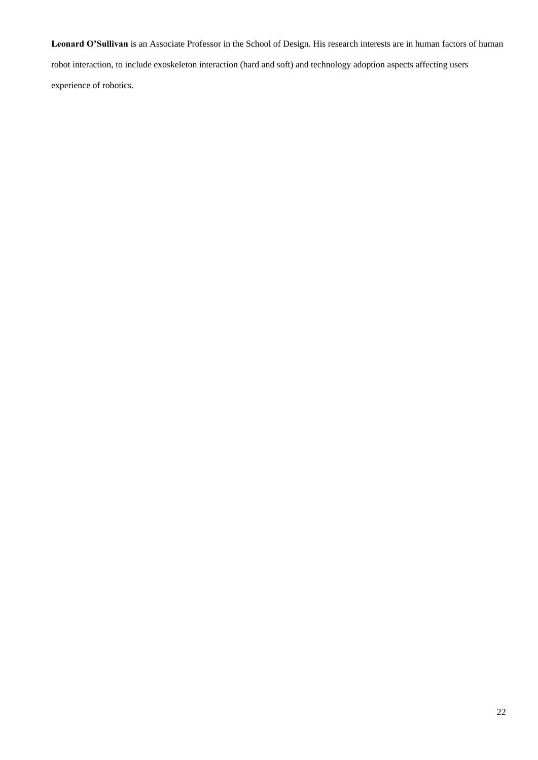**Leonard O'Sullivan** is an Associate Professor in the School of Design. His research interests are in human factors of human robot interaction, to include exoskeleton interaction (hard and soft) and technology adoption aspects affecting users experience of robotics.